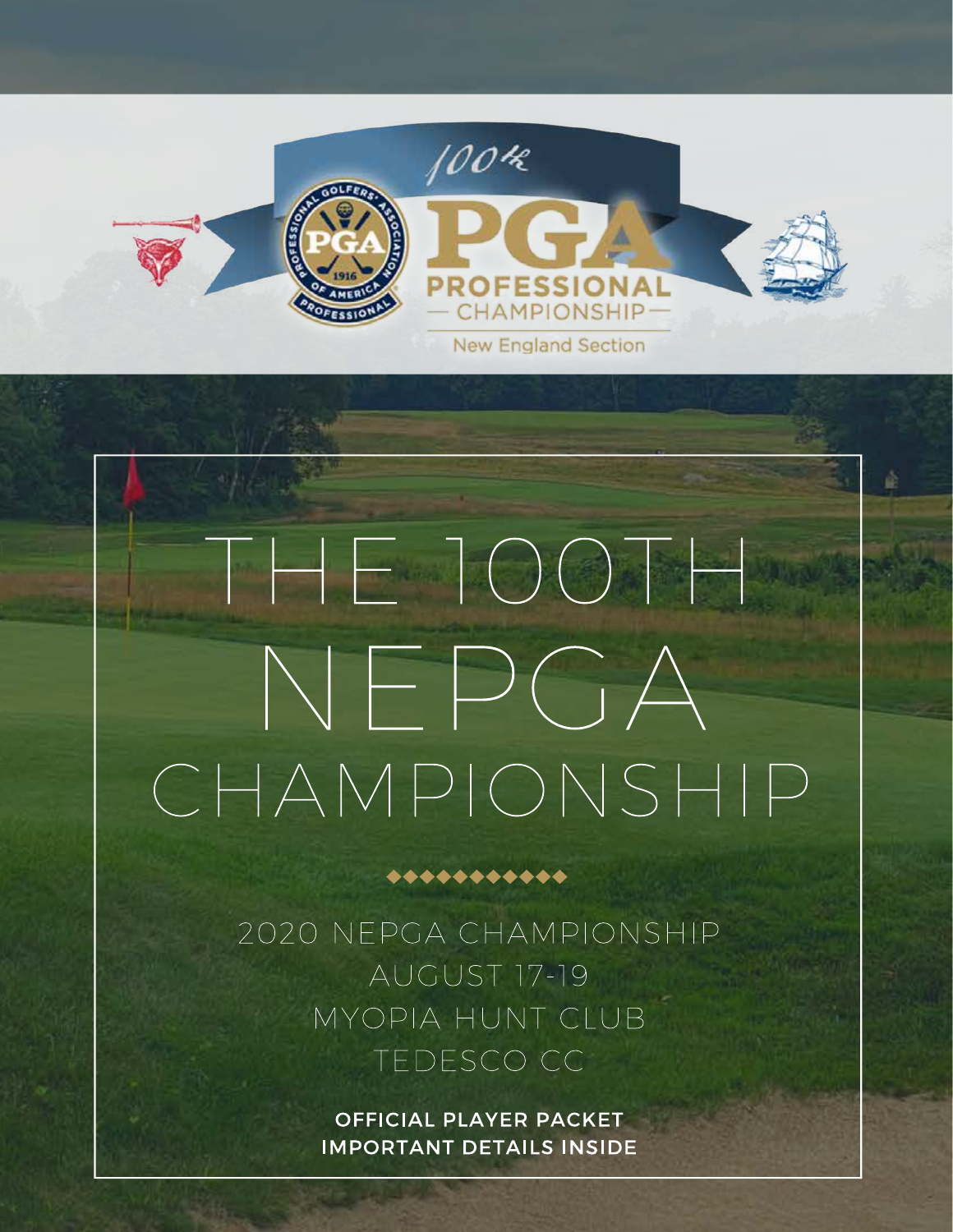100th PGA Professional Championship

New England Section

# THE 100TH NEPGA CHAMPIONSHIP

2020 NEPGA CHAMPIONSHIP

AUGUST 17-19

MYOPIA HUNT CLUB

TEDESCO CC

**OFFICIAL PLAYER PACKET**

**IMPORTANT DETAILS INSIDE**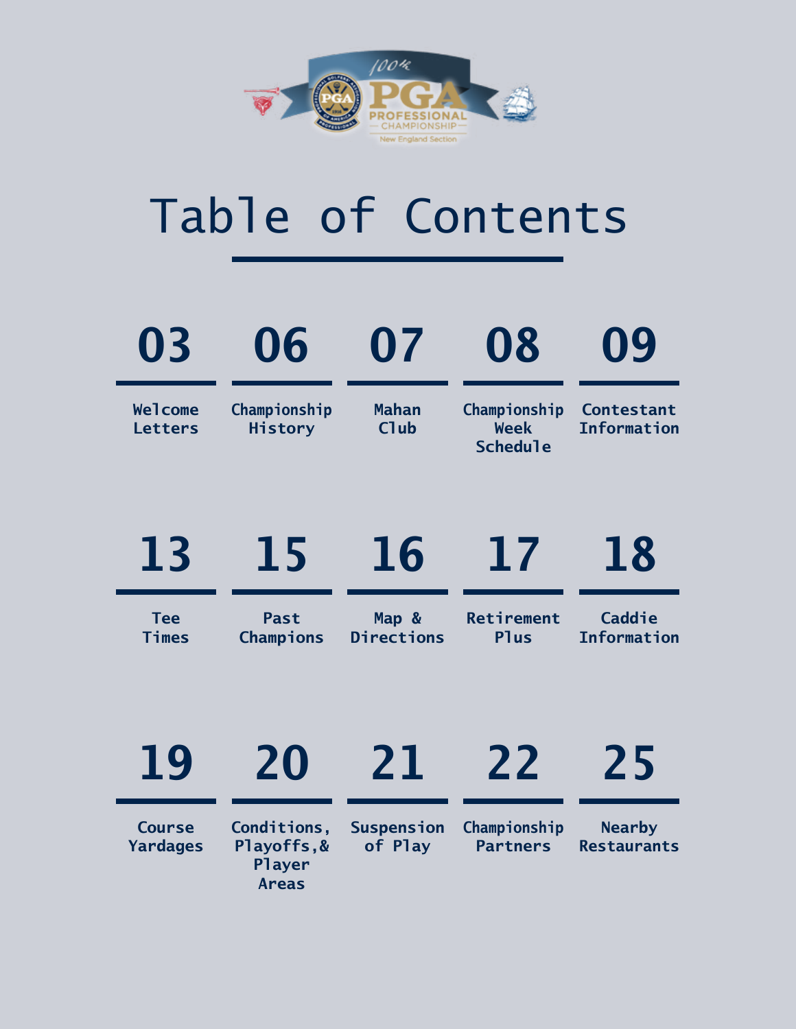# Table of Contents

| Page | Section |
|---|---|
| 03 | Welcome Letters |
| 06 | Championship History |
| 07 | Mahan Club |
| 08 | Championship Week Schedule |
| 09 | Contestant Information |
| 13 | Tee Times |
| 15 | Past Champions |
| 16 | Map & Directions |
| 17 | Retirement Plus |
| 18 | Caddie Information |
| 19 | Course Yardages |
| 20 | Conditions, Playoffs,& Player Areas |
| 21 | Suspension of Play |
| 22 | Championship Partners |
| 25 | Nearby Restaurants |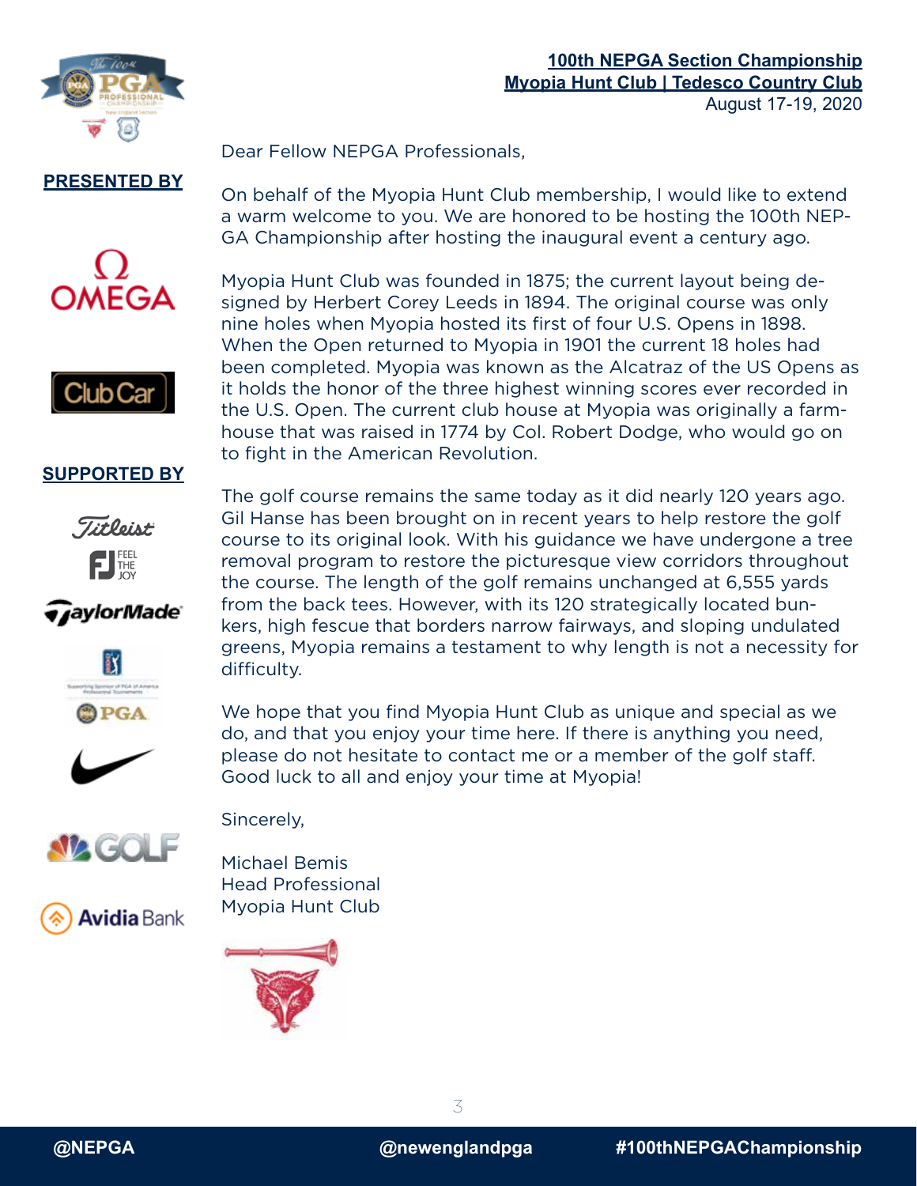**100th NEPGA Section Championship**
**Myopia Hunt Club | Tedesco Country Club**
August 17-19, 2020

**PRESENTED BY**

OMEGA

Club Car

**SUPPORTED BY**

Titleist

FJ FEEL THE JOY

TaylorMade

PGA

GOLF

Avidia Bank

Dear Fellow NEPGA Professionals,

On behalf of the Myopia Hunt Club membership, I would like to extend a warm welcome to you. We are honored to be hosting the 100th NEPGA Championship after hosting the inaugural event a century ago.

Myopia Hunt Club was founded in 1875; the current layout being designed by Herbert Corey Leeds in 1894. The original course was only nine holes when Myopia hosted its first of four U.S. Opens in 1898. When the Open returned to Myopia in 1901 the current 18 holes had been completed. Myopia was known as the Alcatraz of the US Opens as it holds the honor of the three highest winning scores ever recorded in the U.S. Open. The current club house at Myopia was originally a farmhouse that was raised in 1774 by Col. Robert Dodge, who would go on to fight in the American Revolution.

The golf course remains the same today as it did nearly 120 years ago. Gil Hanse has been brought on in recent years to help restore the golf course to its original look. With his guidance we have undergone a tree removal program to restore the picturesque view corridors throughout the course. The length of the golf remains unchanged at 6,555 yards from the back tees. However, with its 120 strategically located bunkers, high fescue that borders narrow fairways, and sloping undulated greens, Myopia remains a testament to why length is not a necessity for difficulty.

We hope that you find Myopia Hunt Club as unique and special as we do, and that you enjoy your time here. If there is anything you need, please do not hesitate to contact me or a member of the golf staff. Good luck to all and enjoy your time at Myopia!

Sincerely,

Michael Bemis
Head Professional
Myopia Hunt Club

@NEPGA | @newenglandpga | #100thNEPGAChampionship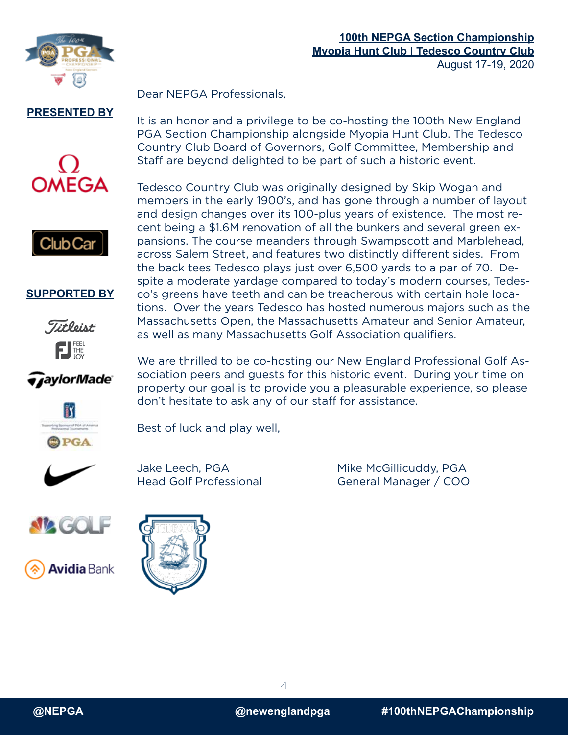**100th NEPGA Section Championship**
**Myopia Hunt Club | Tedesco Country Club**
August 17-19, 2020

**PRESENTED BY**

**SUPPORTED BY**

Dear NEPGA Professionals,

It is an honor and a privilege to be co-hosting the 100th New England PGA Section Championship alongside Myopia Hunt Club. The Tedesco Country Club Board of Governors, Golf Committee, Membership and Staff are beyond delighted to be part of such a historic event.

Tedesco Country Club was originally designed by Skip Wogan and members in the early 1900's, and has gone through a number of layout and design changes over its 100-plus years of existence. The most recent being a $1.6M renovation of all the bunkers and several green expansions. The course meanders through Swampscott and Marblehead, across Salem Street, and features two distinctly different sides. From the back tees Tedesco plays just over 6,500 yards to a par of 70. Despite a moderate yardage compared to today's modern courses, Tedesco's greens have teeth and can be treacherous with certain hole locations. Over the years Tedesco has hosted numerous majors such as the Massachusetts Open, the Massachusetts Amateur and Senior Amateur, as well as many Massachusetts Golf Association qualifiers.

We are thrilled to be co-hosting our New England Professional Golf Association peers and guests for this historic event. During your time on property our goal is to provide you a pleasurable experience, so please don't hesitate to ask any of our staff for assistance.

Best of luck and play well,

Jake Leech, PGA
Head Golf Professional

Mike McGillicuddy, PGA
General Manager / COO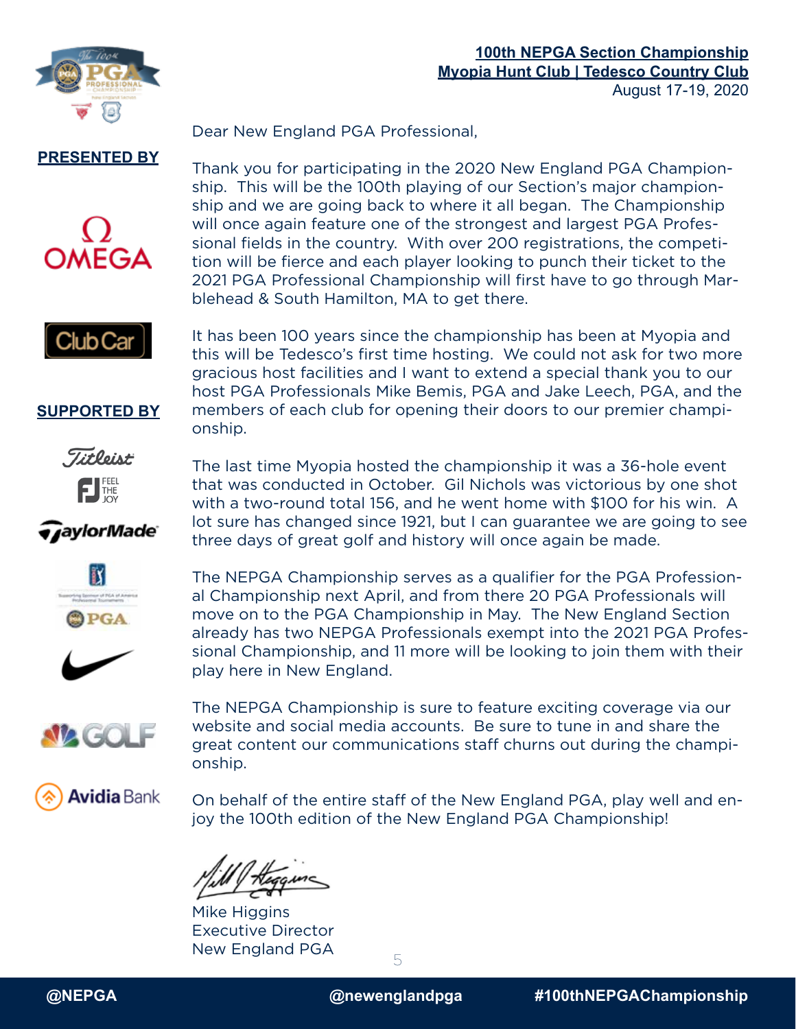**100th NEPGA Section Championship**
**Myopia Hunt Club | Tedesco Country Club**
August 17-19, 2020

**PRESENTED BY**

**SUPPORTED BY**

Dear New England PGA Professional,

Thank you for participating in the 2020 New England PGA Championship. This will be the 100th playing of our Section's major championship and we are going back to where it all began. The Championship will once again feature one of the strongest and largest PGA Professional fields in the country. With over 200 registrations, the competition will be fierce and each player looking to punch their ticket to the 2021 PGA Professional Championship will first have to go through Marblehead & South Hamilton, MA to get there.

It has been 100 years since the championship has been at Myopia and this will be Tedesco's first time hosting. We could not ask for two more gracious host facilities and I want to extend a special thank you to our host PGA Professionals Mike Bemis, PGA and Jake Leech, PGA, and the members of each club for opening their doors to our premier championship.

The last time Myopia hosted the championship it was a 36-hole event that was conducted in October. Gil Nichols was victorious by one shot with a two-round total 156, and he went home with $100 for his win. A lot sure has changed since 1921, but I can guarantee we are going to see three days of great golf and history will once again be made.

The NEPGA Championship serves as a qualifier for the PGA Professional Championship next April, and from there 20 PGA Professionals will move on to the PGA Championship in May. The New England Section already has two NEPGA Professionals exempt into the 2021 PGA Professional Championship, and 11 more will be looking to join them with their play here in New England.

The NEPGA Championship is sure to feature exciting coverage via our website and social media accounts. Be sure to tune in and share the great content our communications staff churns out during the championship.

On behalf of the entire staff of the New England PGA, play well and enjoy the 100th edition of the New England PGA Championship!

Mike Higgins
Executive Director
New England PGA

@NEPGA @newenglandpga #100thNEPGAChampionship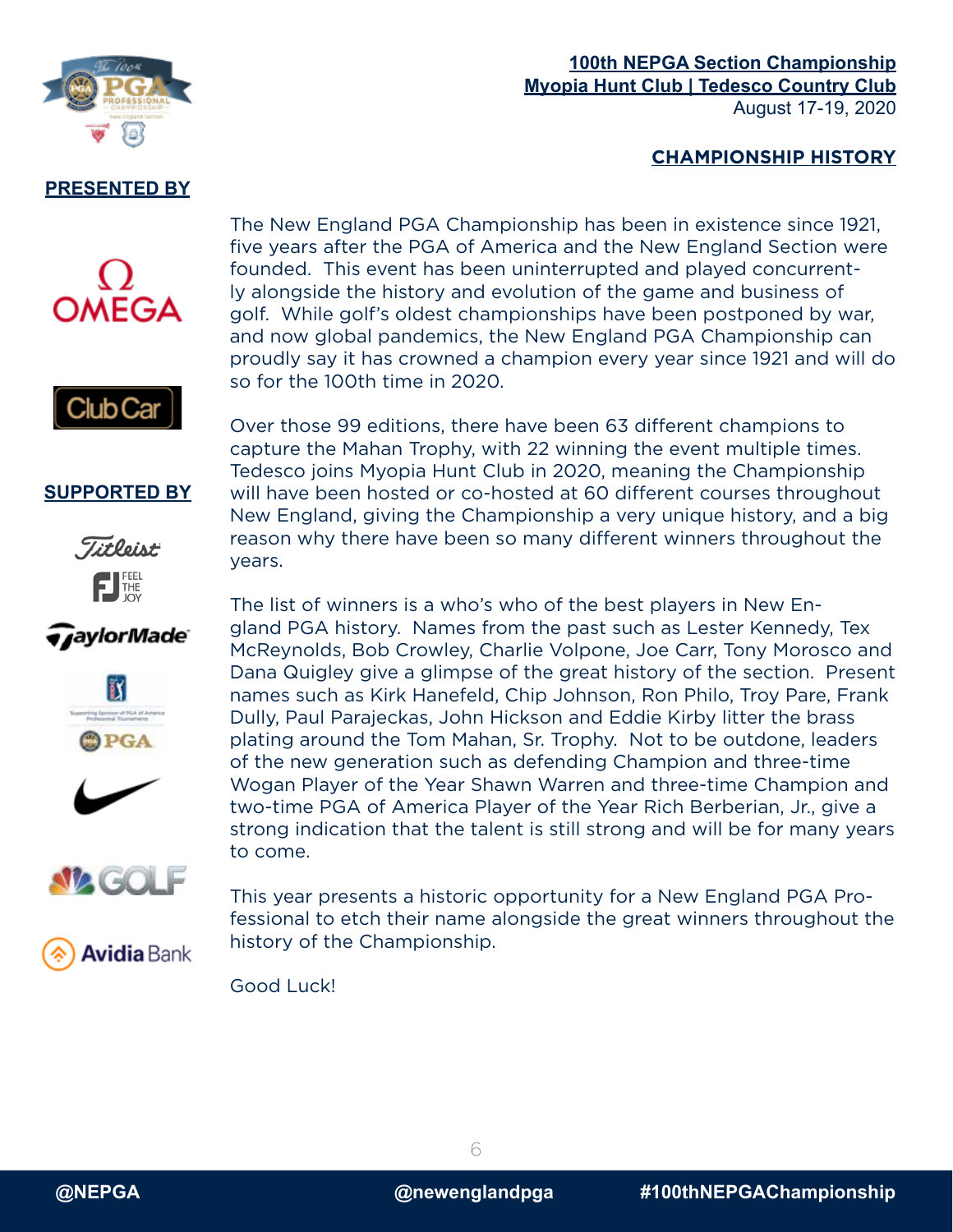**100th NEPGA Section Championship**
**Myopia Hunt Club | Tedesco Country Club**
August 17-19, 2020

## CHAMPIONSHIP HISTORY

**PRESENTED BY**

**SUPPORTED BY**

The New England PGA Championship has been in existence since 1921, five years after the PGA of America and the New England Section were founded. This event has been uninterrupted and played concurrently alongside the history and evolution of the game and business of golf. While golf's oldest championships have been postponed by war, and now global pandemics, the New England PGA Championship can proudly say it has crowned a champion every year since 1921 and will do so for the 100th time in 2020.

Over those 99 editions, there have been 63 different champions to capture the Mahan Trophy, with 22 winning the event multiple times. Tedesco joins Myopia Hunt Club in 2020, meaning the Championship will have been hosted or co-hosted at 60 different courses throughout New England, giving the Championship a very unique history, and a big reason why there have been so many different winners throughout the years.

The list of winners is a who's who of the best players in New England PGA history. Names from the past such as Lester Kennedy, Tex McReynolds, Bob Crowley, Charlie Volpone, Joe Carr, Tony Morosco and Dana Quigley give a glimpse of the great history of the section. Present names such as Kirk Hanefeld, Chip Johnson, Ron Philo, Troy Pare, Frank Dully, Paul Parajeckas, John Hickson and Eddie Kirby litter the brass plating around the Tom Mahan, Sr. Trophy. Not to be outdone, leaders of the new generation such as defending Champion and three-time Wogan Player of the Year Shawn Warren and three-time Champion and two-time PGA of America Player of the Year Rich Berberian, Jr., give a strong indication that the talent is still strong and will be for many years to come.

This year presents a historic opportunity for a New England PGA Professional to etch their name alongside the great winners throughout the history of the Championship.

Good Luck!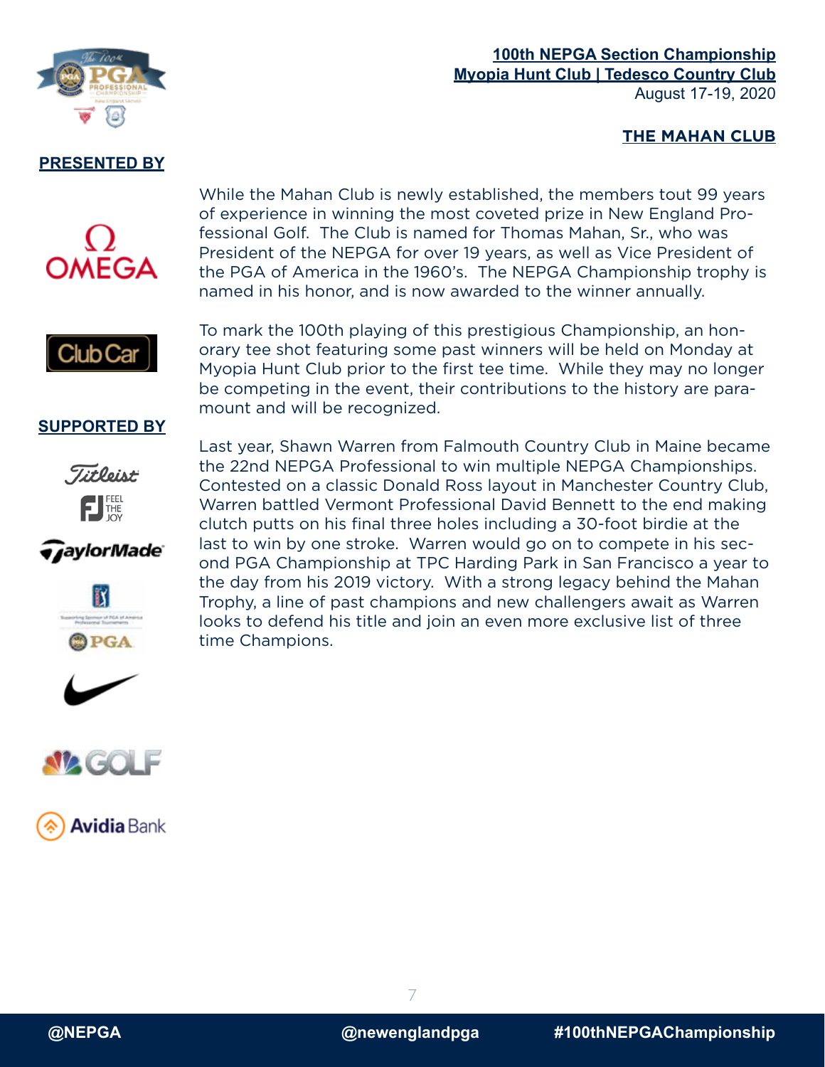## THE MAHAN CLUB

**PRESENTED BY**

**SUPPORTED BY**

While the Mahan Club is newly established, the members tout 99 years of experience in winning the most coveted prize in New England Professional Golf. The Club is named for Thomas Mahan, Sr., who was President of the NEPGA for over 19 years, as well as Vice President of the PGA of America in the 1960's. The NEPGA Championship trophy is named in his honor, and is now awarded to the winner annually.

To mark the 100th playing of this prestigious Championship, an honorary tee shot featuring some past winners will be held on Monday at Myopia Hunt Club prior to the first tee time. While they may no longer be competing in the event, their contributions to the history are paramount and will be recognized.

Last year, Shawn Warren from Falmouth Country Club in Maine became the 22nd NEPGA Professional to win multiple NEPGA Championships. Contested on a classic Donald Ross layout in Manchester Country Club, Warren battled Vermont Professional David Bennett to the end making clutch putts on his final three holes including a 30-foot birdie at the last to win by one stroke. Warren would go on to compete in his second PGA Championship at TPC Harding Park in San Francisco a year to the day from his 2019 victory. With a strong legacy behind the Mahan Trophy, a line of past champions and new challengers await as Warren looks to defend his title and join an even more exclusive list of three time Champions.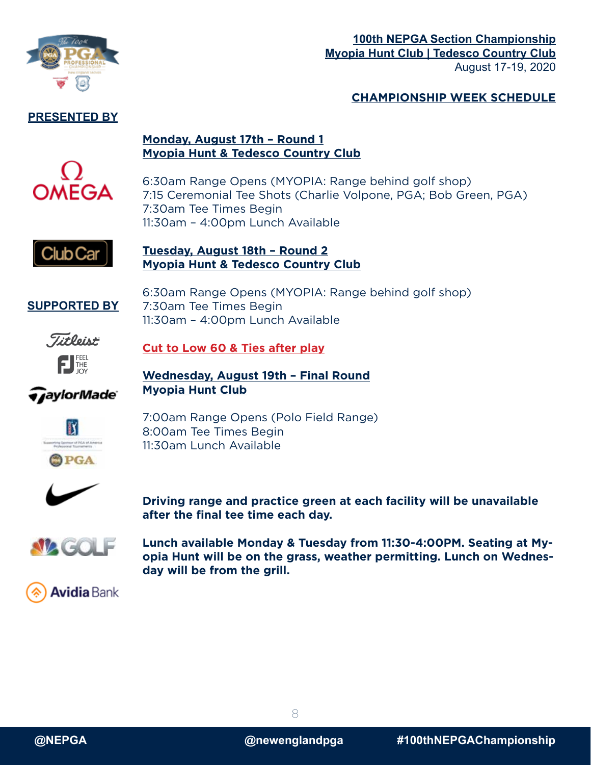**100th NEPGA Section Championship**
**Myopia Hunt Club | Tedesco Country Club**
August 17-19, 2020

## CHAMPIONSHIP WEEK SCHEDULE

**PRESENTED BY**

OMEGA

Club Car

**SUPPORTED BY**

Titleist

FJ FEEL THE JOY

TaylorMade

PGA

GOLF

Avidia Bank

### Monday, August 17th – Round 1
### Myopia Hunt & Tedesco Country Club

6:30am Range Opens (MYOPIA: Range behind golf shop)
7:15 Ceremonial Tee Shots (Charlie Volpone, PGA; Bob Green, PGA)
7:30am Tee Times Begin
11:30am – 4:00pm Lunch Available

### Tuesday, August 18th – Round 2
### Myopia Hunt & Tedesco Country Club

6:30am Range Opens (MYOPIA: Range behind golf shop)
7:30am Tee Times Begin
11:30am – 4:00pm Lunch Available

**Cut to Low 60 & Ties after play**

### Wednesday, August 19th – Final Round
### Myopia Hunt Club

7:00am Range Opens (Polo Field Range)
8:00am Tee Times Begin
11:30am Lunch Available

**Driving range and practice green at each facility will be unavailable after the final tee time each day.**

**Lunch available Monday & Tuesday from 11:30-4:00PM. Seating at Myopia Hunt will be on the grass, weather permitting. Lunch on Wednesday will be from the grill.**

@NEPGA @newenglandpga #100thNEPGAChampionship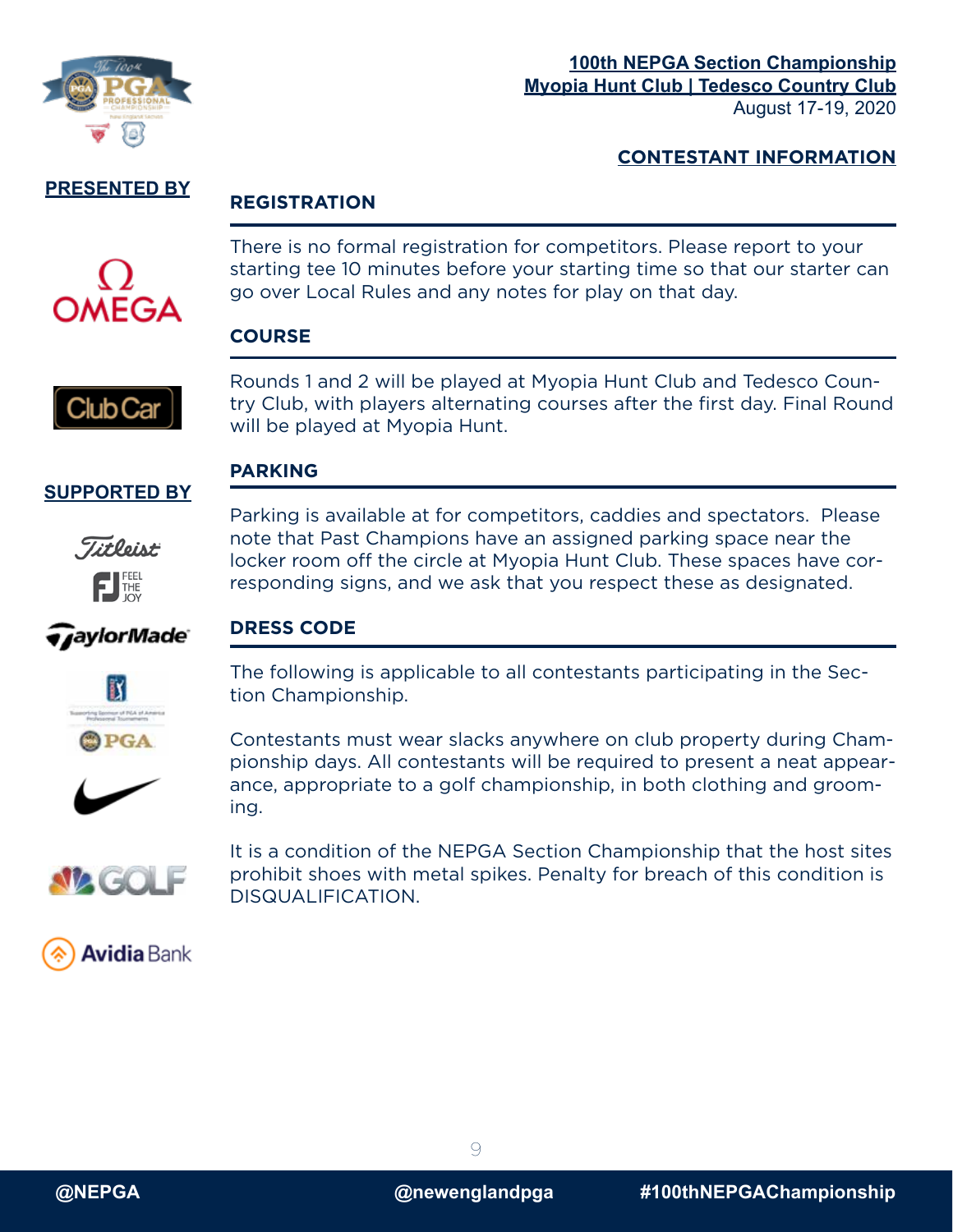**100th NEPGA Section Championship**
**Myopia Hunt Club | Tedesco Country Club**
August 17-19, 2020

## CONTESTANT INFORMATION

**PRESENTED BY**

OMEGA

Club Car

**SUPPORTED BY**

Titleist

FJ FEEL THE JOY

TaylorMade

PGA

Nike

GOLF

Avidia Bank

### REGISTRATION

There is no formal registration for competitors. Please report to your starting tee 10 minutes before your starting time so that our starter can go over Local Rules and any notes for play on that day.

### COURSE

Rounds 1 and 2 will be played at Myopia Hunt Club and Tedesco Country Club, with players alternating courses after the first day. Final Round will be played at Myopia Hunt.

### PARKING

Parking is available at for competitors, caddies and spectators. Please note that Past Champions have an assigned parking space near the locker room off the circle at Myopia Hunt Club. These spaces have corresponding signs, and we ask that you respect these as designated.

### DRESS CODE

The following is applicable to all contestants participating in the Section Championship.

Contestants must wear slacks anywhere on club property during Championship days. All contestants will be required to present a neat appearance, appropriate to a golf championship, in both clothing and grooming.

It is a condition of the NEPGA Section Championship that the host sites prohibit shoes with metal spikes. Penalty for breach of this condition is DISQUALIFICATION.

@NEPGA @newenglandpga #100thNEPGAChampionship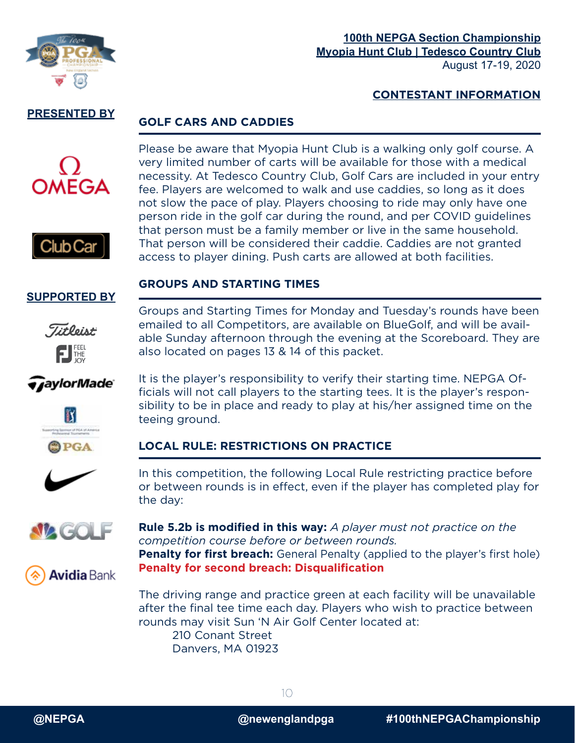**100th NEPGA Section Championship**
**Myopia Hunt Club | Tedesco Country Club**
August 17-19, 2020

**CONTESTANT INFORMATION**

**PRESENTED BY**

OMEGA

Club Car

**SUPPORTED BY**

Titleist

FJ FEEL THE JOY

TaylorMade

PGA

GOLF

Avidia Bank

## GOLF CARS AND CADDIES

Please be aware that Myopia Hunt Club is a walking only golf course. A very limited number of carts will be available for those with a medical necessity. At Tedesco Country Club, Golf Cars are included in your entry fee. Players are welcomed to walk and use caddies, so long as it does not slow the pace of play. Players choosing to ride may only have one person ride in the golf car during the round, and per COVID guidelines that person must be a family member or live in the same household. That person will be considered their caddie. Caddies are not granted access to player dining. Push carts are allowed at both facilities.

## GROUPS AND STARTING TIMES

Groups and Starting Times for Monday and Tuesday's rounds have been emailed to all Competitors, are available on BlueGolf, and will be available Sunday afternoon through the evening at the Scoreboard. They are also located on pages 13 & 14 of this packet.

It is the player's responsibility to verify their starting time. NEPGA Officials will not call players to the starting tees. It is the player's responsibility to be in place and ready to play at his/her assigned time on the teeing ground.

## LOCAL RULE: RESTRICTIONS ON PRACTICE

In this competition, the following Local Rule restricting practice before or between rounds is in effect, even if the player has completed play for the day:

**Rule 5.2b is modified in this way:** *A player must not practice on the competition course before or between rounds.*
**Penalty for first breach:** General Penalty (applied to the player's first hole)
**Penalty for second breach: Disqualification**

The driving range and practice green at each facility will be unavailable after the final tee time each day. Players who wish to practice between rounds may visit Sun 'N Air Golf Center located at:

210 Conant Street
Danvers, MA 01923

@NEPGA @newenglandpga #100thNEPGAChampionship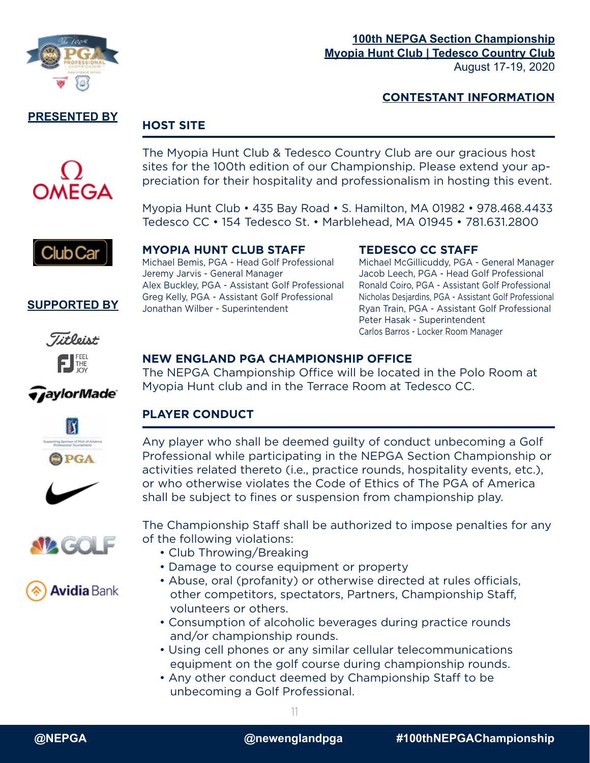**100th NEPGA Section Championship**
**Myopia Hunt Club | Tedesco Country Club**
August 17-19, 2020

**CONTESTANT INFORMATION**

**PRESENTED BY**

OMEGA

Club Car

**SUPPORTED BY**

Titleist

FJ FEEL THE JOY

TaylorMade

PGA

Nike

GOLF

Avidia Bank

## HOST SITE

The Myopia Hunt Club & Tedesco Country Club are our gracious host sites for the 100th edition of our Championship. Please extend your appreciation for their hospitality and professionalism in hosting this event.

Myopia Hunt Club • 435 Bay Road • S. Hamilton, MA 01982 • 978.468.4433
Tedesco CC • 154 Tedesco St. • Marblehead, MA 01945 • 781.631.2800

### MYOPIA HUNT CLUB STAFF

Michael Bemis, PGA - Head Golf Professional
Jeremy Jarvis - General Manager
Alex Buckley, PGA - Assistant Golf Professional
Greg Kelly, PGA - Assistant Golf Professional
Jonathan Wilber - Superintendent

### TEDESCO CC STAFF

Michael McGillicuddy, PGA - General Manager
Jacob Leech, PGA - Head Golf Professional
Ronald Coiro, PGA - Assistant Golf Professional
Nicholas Desjardins, PGA - Assistant Golf Professional
Ryan Train, PGA - Assistant Golf Professional
Peter Hasak - Superintendent
Carlos Barros - Locker Room Manager

### NEW ENGLAND PGA CHAMPIONSHIP OFFICE

The NEPGA Championship Office will be located in the Polo Room at Myopia Hunt club and in the Terrace Room at Tedesco CC.

## PLAYER CONDUCT

Any player who shall be deemed guilty of conduct unbecoming a Golf Professional while participating in the NEPGA Section Championship or activities related thereto (i.e., practice rounds, hospitality events, etc.), or who otherwise violates the Code of Ethics of The PGA of America shall be subject to fines or suspension from championship play.

The Championship Staff shall be authorized to impose penalties for any of the following violations:

- Club Throwing/Breaking
- Damage to course equipment or property
- Abuse, oral (profanity) or otherwise directed at rules officials, other competitors, spectators, Partners, Championship Staff, volunteers or others.
- Consumption of alcoholic beverages during practice rounds and/or championship rounds.
- Using cell phones or any similar cellular telecommunications equipment on the golf course during championship rounds.
- Any other conduct deemed by Championship Staff to be unbecoming a Golf Professional.

@NEPGA @newenglandpga #100thNEPGAChampionship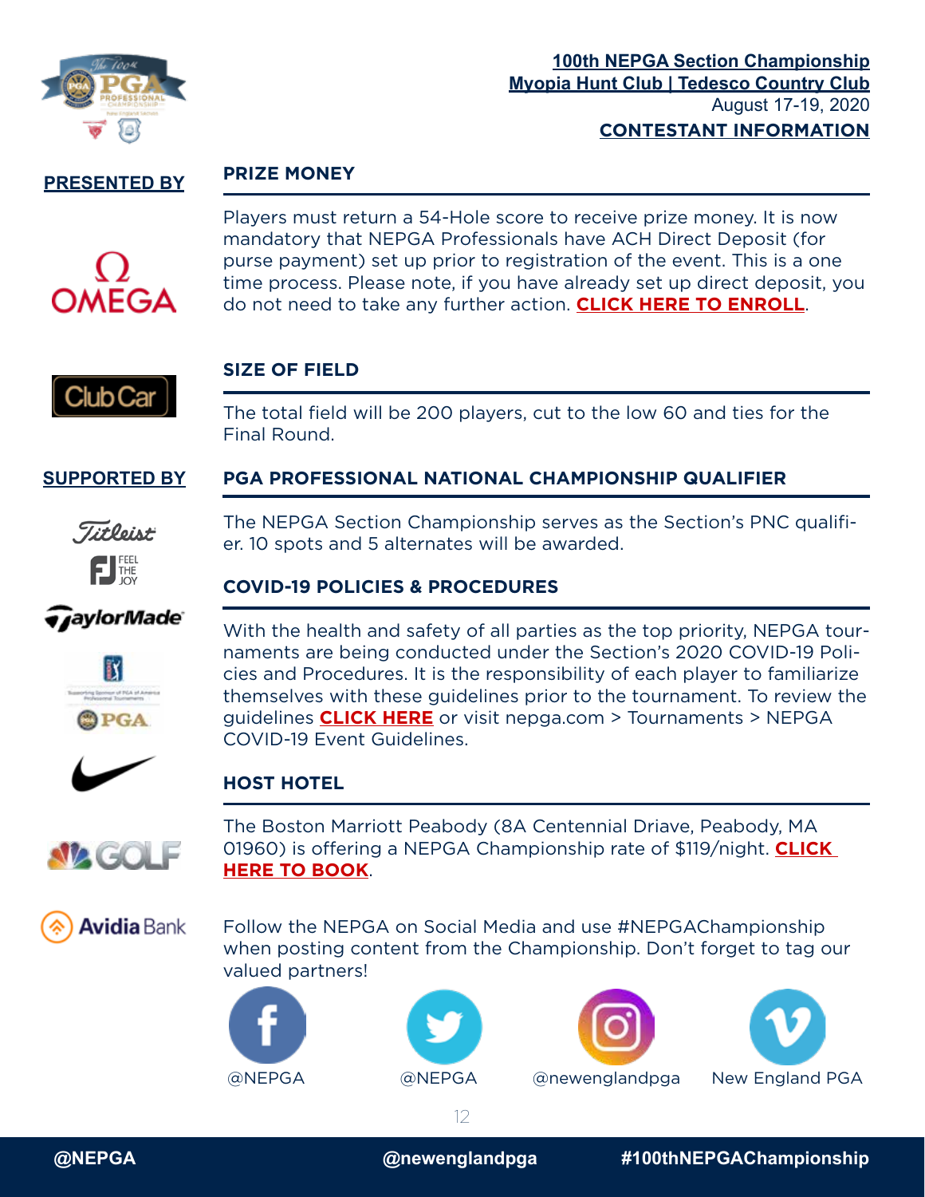**100th NEPGA Section Championship**
**Myopia Hunt Club | Tedesco Country Club**
August 17-19, 2020
**CONTESTANT INFORMATION**

**PRESENTED BY**

OMEGA

Club Car

**SUPPORTED BY**

Titleist

FJ FEEL THE JOY

TaylorMade

PGA

Nike

GOLF

Avidia Bank

## PRIZE MONEY

Players must return a 54-Hole score to receive prize money. It is now mandatory that NEPGA Professionals have ACH Direct Deposit (for purse payment) set up prior to registration of the event. This is a one time process. Please note, if you have already set up direct deposit, you do not need to take any further action. **CLICK HERE TO ENROLL**.

## SIZE OF FIELD

The total field will be 200 players, cut to the low 60 and ties for the Final Round.

## PGA PROFESSIONAL NATIONAL CHAMPIONSHIP QUALIFIER

The NEPGA Section Championship serves as the Section's PNC qualifier. 10 spots and 5 alternates will be awarded.

## COVID-19 POLICIES & PROCEDURES

With the health and safety of all parties as the top priority, NEPGA tournaments are being conducted under the Section's 2020 COVID-19 Policies and Procedures. It is the responsibility of each player to familiarize themselves with these guidelines prior to the tournament. To review the guidelines **CLICK HERE** or visit nepga.com > Tournaments > NEPGA COVID-19 Event Guidelines.

## HOST HOTEL

The Boston Marriott Peabody (8A Centennial Driave, Peabody, MA 01960) is offering a NEPGA Championship rate of $119/night. **CLICK HERE TO BOOK**.

Follow the NEPGA on Social Media and use #NEPGAChampionship when posting content from the Championship. Don't forget to tag our valued partners!

@NEPGA | @NEPGA | @newenglandpga | New England PGA

@NEPGA | @newenglandpga | #100thNEPGAChampionship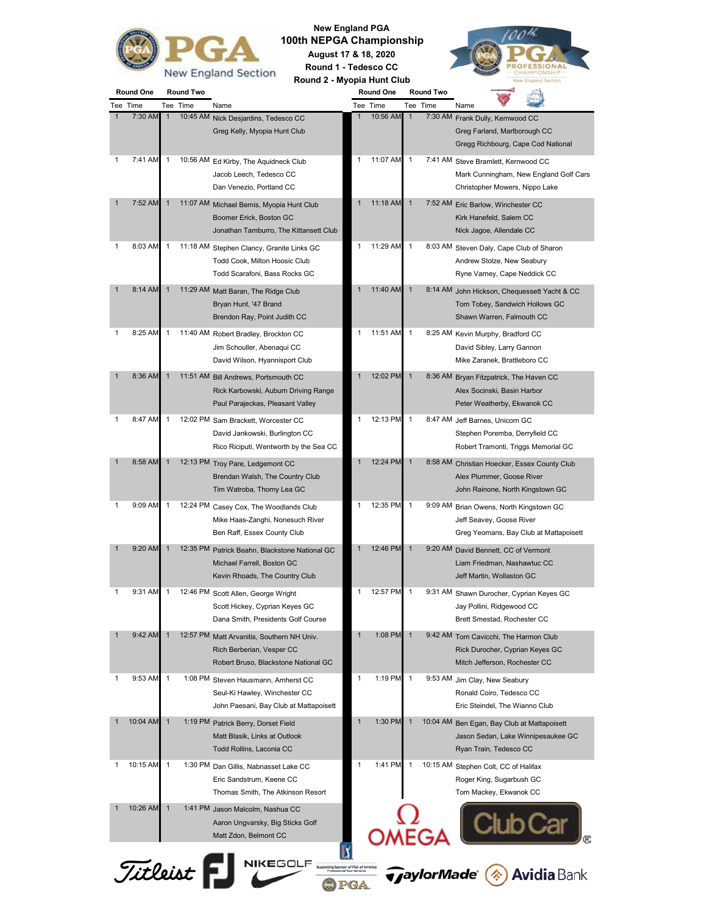# New England PGA

## 100th NEPGA Championship

**August 17 & 18, 2020**

**Round 1 - Tedesco CC**

**Round 2 - Myopia Hunt Club**

| Round One Tee | Round One Time | Round Two Tee | Round Two Time | Name |
|---|---|---|---|---|
| 1 | 7:30 AM | 1 | 10:45 AM | Nick Desjardins, Tedesco CC<br>Greg Kelly, Myopia Hunt Club |
| 1 | 7:41 AM | 1 | 10:56 AM | Ed Kirby, The Aquidneck Club<br>Jacob Leech, Tedesco CC<br>Dan Venezio, Portland CC |
| 1 | 7:52 AM | 1 | 11:07 AM | Michael Bemis, Myopia Hunt Club<br>Boomer Erick, Boston GC<br>Jonathan Tamburro, The Kittansett Club |
| 1 | 8:03 AM | 1 | 11:18 AM | Stephen Clancy, Granite Links GC<br>Todd Cook, Milton Hoosic Club<br>Todd Scarafoni, Bass Rocks GC |
| 1 | 8:14 AM | 1 | 11:29 AM | Matt Baran, The Ridge Club<br>Bryan Hunt, '47 Brand<br>Brendon Ray, Point Judith CC |
| 1 | 8:25 AM | 1 | 11:40 AM | Robert Bradley, Brockton CC<br>Jim Schouller, Abenaqui CC<br>David Wilson, Hyannisport Club |
| 1 | 8:36 AM | 1 | 11:51 AM | Bill Andrews, Portsmouth CC<br>Rick Karbowski, Auburn Driving Range<br>Paul Parajeckas, Pleasant Valley |
| 1 | 8:47 AM | 1 | 12:02 PM | Sam Brackett, Worcester CC<br>David Jankowski, Burlington CC<br>Rico Riciputi, Wentworth by the Sea CC |
| 1 | 8:58 AM | 1 | 12:13 PM | Troy Pare, Ledgemont CC<br>Brendan Walsh, The Country Club<br>Tim Watroba, Thorny Lea GC |
| 1 | 9:09 AM | 1 | 12:24 PM | Casey Cox, The Woodlands Club<br>Mike Haas-Zanghi, Nonesuch River<br>Ben Raff, Essex County Club |
| 1 | 9:20 AM | 1 | 12:35 PM | Patrick Beahn, Blackstone National GC<br>Michael Farrell, Boston GC<br>Kevin Rhoads, The Country Club |
| 1 | 9:31 AM | 1 | 12:46 PM | Scott Allen, George Wright<br>Scott Hickey, Cyprian Keyes GC<br>Dana Smith, Presidents Golf Course |
| 1 | 9:42 AM | 1 | 12:57 PM | Matt Arvanitis, Southern NH Univ.<br>Rich Berberian, Vesper CC<br>Robert Bruso, Blackstone National GC |
| 1 | 9:53 AM | 1 | 1:08 PM | Steven Hausmann, Amherst CC<br>Seul-Ki Hawley, Winchester CC<br>John Paesani, Bay Club at Mattapoisett |
| 1 | 10:04 AM | 1 | 1:19 PM | Patrick Berry, Dorset Field<br>Matt Blasik, Links at Outlook<br>Todd Rollins, Laconia CC |
| 1 | 10:15 AM | 1 | 1:30 PM | Dan Gillis, Nabnasset Lake CC<br>Eric Sandstrum, Keene CC<br>Thomas Smith, The Atkinson Resort |
| 1 | 10:26 AM | 1 | 1:41 PM | Jason Malcolm, Nashua CC<br>Aaron Ungvarsky, Big Sticks Golf<br>Matt Zdon, Belmont CC |
| 1 | 10:56 AM | 1 | 7:30 AM | Frank Dully, Kernwood CC<br>Greg Farland, Marlborough CC<br>Gregg Richbourg, Cape Cod National |
| 1 | 11:07 AM | 1 | 7:41 AM | Steve Bramlett, Kernwood CC<br>Mark Cunningham, New England Golf Cars<br>Christopher Mowers, Nippo Lake |
| 1 | 11:18 AM | 1 | 7:52 AM | Eric Barlow, Winchester CC<br>Kirk Hanefeld, Salem CC<br>Nick Jagoe, Allendale CC |
| 1 | 11:29 AM | 1 | 8:03 AM | Steven Daly, Cape Club of Sharon<br>Andrew Stolze, New Seabury<br>Ryne Varney, Cape Neddick CC |
| 1 | 11:40 AM | 1 | 8:14 AM | John Hickson, Chequessett Yacht & CC<br>Tom Tobey, Sandwich Hollows GC<br>Shawn Warren, Falmouth CC |
| 1 | 11:51 AM | 1 | 8:25 AM | Kevin Murphy, Bradford CC<br>David Sibley, Larry Gannon<br>Mike Zaranek, Brattleboro CC |
| 1 | 12:02 PM | 1 | 8:36 AM | Bryan Fitzpatrick, The Haven CC<br>Alex Socinski, Basin Harbor<br>Peter Weatherby, Ekwanok CC |
| 1 | 12:13 PM | 1 | 8:47 AM | Jeff Barnes, Unicorn GC<br>Stephen Poremba, Derryfield CC<br>Robert Tramonti, Triggs Memorial GC |
| 1 | 12:24 PM | 1 | 8:58 AM | Christian Hoecker, Essex County Club<br>Alex Plummer, Goose River<br>John Rainone, North Kingstown GC |
| 1 | 12:35 PM | 1 | 9:09 AM | Brian Owens, North Kingstown GC<br>Jeff Seavey, Goose River<br>Greg Yeomans, Bay Club at Mattapoisett |
| 1 | 12:46 PM | 1 | 9:20 AM | David Bennett, CC of Vermont<br>Liam Friedman, Nashawtuc CC<br>Jeff Martin, Wollaston GC |
| 1 | 12:57 PM | 1 | 9:31 AM | Shawn Durocher, Cyprian Keyes GC<br>Jay Pollini, Ridgewood CC<br>Brett Smestad, Rochester CC |
| 1 | 1:08 PM | 1 | 9:42 AM | Tom Cavicchi, The Harmon Club<br>Rick Durocher, Cyprian Keyes GC<br>Mitch Jefferson, Rochester CC |
| 1 | 1:19 PM | 1 | 9:53 AM | Jim Clay, New Seabury<br>Ronald Coiro, Tedesco CC<br>Eric Steindel, The Wianno Club |
| 1 | 1:30 PM | 1 | 10:04 AM | Ben Egan, Bay Club at Mattapoisett<br>Jason Sedan, Lake Winnipesaukee GC<br>Ryan Train, Tedesco CC |
| 1 | 1:41 PM | 1 | 10:15 AM | Stephen Colt, CC of Halifax<br>Roger King, Sugarbush GC<br>Tom Mackey, Ekwanok CC |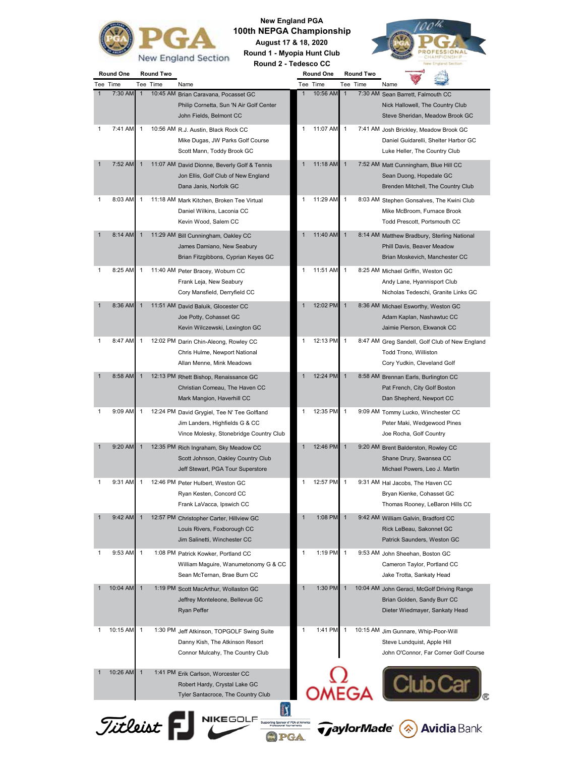# New England PGA
## 100th NEPGA Championship
**August 17 & 18, 2020**
**Round 1 - Myopia Hunt Club**
**Round 2 - Tedesco CC**

| Round One Tee | Round One Time | Round Two Tee | Round Two Time | Name |
|---|---|---|---|---|
| 1 | 7:30 AM | 1 | 10:45 AM | Brian Caravana, Pocasset GC<br>Philip Cornetta, Sun 'N Air Golf Center<br>John Fields, Belmont CC |
| 1 | 7:41 AM | 1 | 10:56 AM | R.J. Austin, Black Rock CC<br>Mike Dugas, JW Parks Golf Course<br>Scott Mann, Toddy Brook GC |
| 1 | 7:52 AM | 1 | 11:07 AM | David Dionne, Beverly Golf & Tennis<br>Jon Ellis, Golf Club of New England<br>Dana Janis, Norfolk GC |
| 1 | 8:03 AM | 1 | 11:18 AM | Mark Kitchen, Broken Tee Virtual<br>Daniel Wilkins, Laconia CC<br>Kevin Wood, Salem CC |
| 1 | 8:14 AM | 1 | 11:29 AM | Bill Cunningham, Oakley CC<br>James Damiano, New Seabury<br>Brian Fitzgibbons, Cyprian Keyes GC |
| 1 | 8:25 AM | 1 | 11:40 AM | Peter Bracey, Woburn CC<br>Frank Leja, New Seabury<br>Cory Mansfield, Derryfield CC |
| 1 | 8:36 AM | 1 | 11:51 AM | David Baluik, Glocester CC<br>Joe Potty, Cohasset GC<br>Kevin Wilczewski, Lexington GC |
| 1 | 8:47 AM | 1 | 12:02 PM | Darin Chin-Aleong, Rowley CC<br>Chris Hulme, Newport National<br>Allan Menne, Mink Meadows |
| 1 | 8:58 AM | 1 | 12:13 PM | Rhett Bishop, Renaissance GC<br>Christian Comeau, The Haven CC<br>Mark Mangion, Haverhill CC |
| 1 | 9:09 AM | 1 | 12:24 PM | David Grygiel, Tee N' Tee Golfland<br>Jim Landers, Highfields G & CC<br>Vince Molesky, Stonebridge Country Club |
| 1 | 9:20 AM | 1 | 12:35 PM | Rich Ingraham, Sky Meadow CC<br>Scott Johnson, Oakley Country Club<br>Jeff Stewart, PGA Tour Superstore |
| 1 | 9:31 AM | 1 | 12:46 PM | Peter Hulbert, Weston GC<br>Ryan Kesten, Concord CC<br>Frank LaVacca, Ipswich CC |
| 1 | 9:42 AM | 1 | 12:57 PM | Christopher Carter, Hillview GC<br>Louis Rivers, Foxborough CC<br>Jim Salinetti, Winchester CC |
| 1 | 9:53 AM | 1 | 1:08 PM | Patrick Kowker, Portland CC<br>William Maguire, Wanumetonomy G & CC<br>Sean McTernan, Brae Burn CC |
| 1 | 10:04 AM | 1 | 1:19 PM | Scott MacArthur, Wollaston GC<br>Jeffrey Monteleone, Bellevue GC<br>Ryan Peffer |
| 1 | 10:15 AM | 1 | 1:30 PM | Jeff Atkinson, TOPGOLF Swing Suite<br>Danny Kish, The Atkinson Resort<br>Connor Mulcahy, The Country Club |
| 1 | 10:26 AM | 1 | 1:41 PM | Erik Carlson, Worcester CC<br>Robert Hardy, Crystal Lake GC<br>Tyler Santacroce, The Country Club |
| 1 | 10:56 AM | 1 | 7:30 AM | Sean Barrett, Falmouth CC<br>Nick Hallowell, The Country Club<br>Steve Sheridan, Meadow Brook GC |
| 1 | 11:07 AM | 1 | 7:41 AM | Josh Brickley, Meadow Brook GC<br>Daniel Guidarelli, Shelter Harbor GC<br>Luke Heller, The Country Club |
| 1 | 11:18 AM | 1 | 7:52 AM | Matt Cunningham, Blue Hill CC<br>Sean Duong, Hopedale GC<br>Brenden Mitchell, The Country Club |
| 1 | 11:29 AM | 1 | 8:03 AM | Stephen Gonsalves, The Kwini Club<br>Mike McBroom, Furnace Brook<br>Todd Prescott, Portsmouth CC |
| 1 | 11:40 AM | 1 | 8:14 AM | Matthew Bradbury, Sterling National<br>Phill Davis, Beaver Meadow<br>Brian Moskevich, Manchester CC |
| 1 | 11:51 AM | 1 | 8:25 AM | Michael Griffin, Weston GC<br>Andy Lane, Hyannisport Club<br>Nicholas Tedeschi, Granite Links GC |
| 1 | 12:02 PM | 1 | 8:36 AM | Michael Esworthy, Weston GC<br>Adam Kaplan, Nashawtuc CC<br>Jaimie Pierson, Ekwanok CC |
| 1 | 12:13 PM | 1 | 8:47 AM | Greg Sandell, Golf Club of New England<br>Todd Trono, Williston<br>Cory Yudkin, Cleveland Golf |
| 1 | 12:24 PM | 1 | 8:58 AM | Brennan Earls, Burlington CC<br>Pat French, City Golf Boston<br>Dan Shepherd, Newport CC |
| 1 | 12:35 PM | 1 | 9:09 AM | Tommy Lucko, Winchester CC<br>Peter Maki, Wedgewood Pines<br>Joe Rocha, Golf Country |
| 1 | 12:46 PM | 1 | 9:20 AM | Brent Balderston, Rowley CC<br>Shane Drury, Swansea CC<br>Michael Powers, Leo J. Martin |
| 1 | 12:57 PM | 1 | 9:31 AM | Hal Jacobs, The Haven CC<br>Bryan Kienke, Cohasset GC<br>Thomas Rooney, LeBaron Hills CC |
| 1 | 1:08 PM | 1 | 9:42 AM | William Galvin, Bradford CC<br>Rick LeBeau, Sakonnet GC<br>Patrick Saunders, Weston GC |
| 1 | 1:19 PM | 1 | 9:53 AM | John Sheehan, Boston GC<br>Cameron Taylor, Portland CC<br>Jake Trotta, Sankaty Head |
| 1 | 1:30 PM | 1 | 10:04 AM | John Geraci, McGolf Driving Range<br>Brian Golden, Sandy Burr CC<br>Dieter Wiedmayer, Sankaty Head |
| 1 | 1:41 PM | 1 | 10:15 AM | Jim Gunnare, Whip-Poor-Will<br>Steve Lundquist, Apple Hill<br>John O'Connor, Far Corner Golf Course |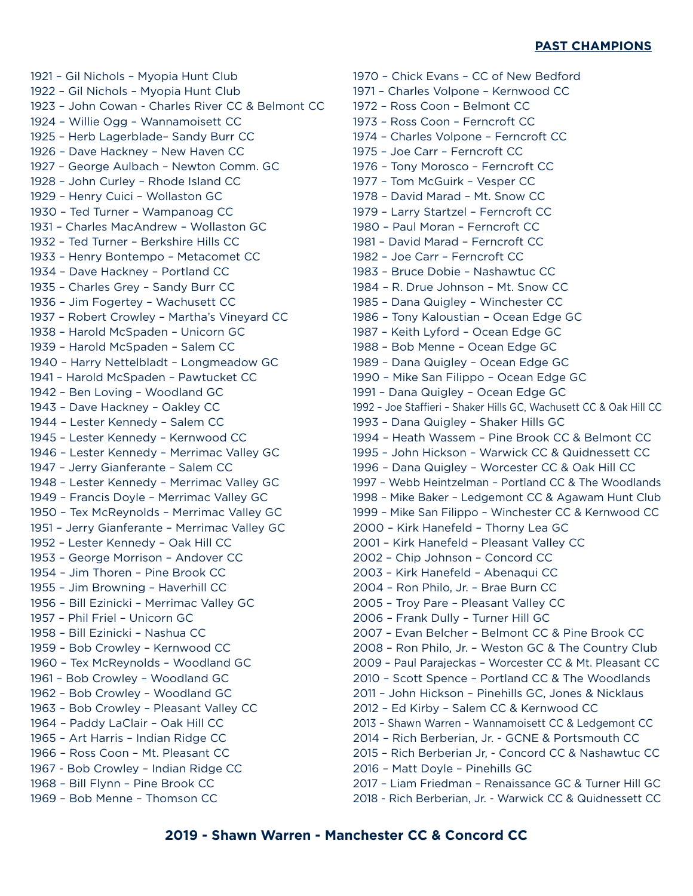## PAST CHAMPIONS

1921 – Gil Nichols – Myopia Hunt Club
1922 – Gil Nichols – Myopia Hunt Club
1923 – John Cowan - Charles River CC & Belmont CC
1924 – Willie Ogg – Wannamoisett CC
1925 – Herb Lagerblade– Sandy Burr CC
1926 – Dave Hackney – New Haven CC
1927 – George Aulbach – Newton Comm. GC
1928 – John Curley – Rhode Island CC
1929 – Henry Cuici – Wollaston GC
1930 – Ted Turner – Wampanoag CC
1931 – Charles MacAndrew – Wollaston GC
1932 – Ted Turner – Berkshire Hills CC
1933 – Henry Bontempo – Metacomet CC
1934 – Dave Hackney – Portland CC
1935 – Charles Grey – Sandy Burr CC
1936 – Jim Fogertey – Wachusett CC
1937 – Robert Crowley – Martha's Vineyard CC
1938 – Harold McSpaden – Unicorn GC
1939 – Harold McSpaden – Salem CC
1940 – Harry Nettelbladt – Longmeadow GC
1941 – Harold McSpaden – Pawtucket CC
1942 – Ben Loving – Woodland GC
1943 – Dave Hackney – Oakley CC
1944 – Lester Kennedy – Salem CC
1945 – Lester Kennedy – Kernwood CC
1946 – Lester Kennedy – Merrimac Valley GC
1947 – Jerry Gianferante – Salem CC
1948 – Lester Kennedy – Merrimac Valley GC
1949 – Francis Doyle – Merrimac Valley GC
1950 – Tex McReynolds – Merrimac Valley GC
1951 – Jerry Gianferante – Merrimac Valley GC
1952 – Lester Kennedy – Oak Hill CC
1953 – George Morrison – Andover CC
1954 – Jim Thoren – Pine Brook CC
1955 – Jim Browning – Haverhill CC
1956 – Bill Ezinicki – Merrimac Valley GC
1957 – Phil Friel – Unicorn GC
1958 – Bill Ezinicki – Nashua CC
1959 – Bob Crowley – Kernwood CC
1960 – Tex McReynolds – Woodland GC
1961 – Bob Crowley – Woodland GC
1962 – Bob Crowley – Woodland GC
1963 – Bob Crowley – Pleasant Valley CC
1964 – Paddy LaClair – Oak Hill CC
1965 – Art Harris – Indian Ridge CC
1966 – Ross Coon – Mt. Pleasant CC
1967 - Bob Crowley – Indian Ridge CC
1968 – Bill Flynn – Pine Brook CC
1969 – Bob Menne – Thomson CC
1970 – Chick Evans – CC of New Bedford
1971 – Charles Volpone – Kernwood CC
1972 – Ross Coon – Belmont CC
1973 – Ross Coon – Ferncroft CC
1974 – Charles Volpone – Ferncroft CC
1975 – Joe Carr – Ferncroft CC
1976 – Tony Morosco – Ferncroft CC
1977 – Tom McGuirk – Vesper CC
1978 – David Marad – Mt. Snow CC
1979 – Larry Startzel – Ferncroft CC
1980 – Paul Moran – Ferncroft CC
1981 – David Marad – Ferncroft CC
1982 – Joe Carr – Ferncroft CC
1983 – Bruce Dobie – Nashawtuc CC
1984 – R. Drue Johnson – Mt. Snow CC
1985 – Dana Quigley – Winchester CC
1986 – Tony Kaloustian – Ocean Edge GC
1987 – Keith Lyford – Ocean Edge GC
1988 – Bob Menne – Ocean Edge GC
1989 – Dana Quigley – Ocean Edge GC
1990 – Mike San Filippo – Ocean Edge GC
1991 – Dana Quigley – Ocean Edge GC
1992 – Joe Staffieri – Shaker Hills GC, Wachusett CC & Oak Hill CC
1993 – Dana Quigley – Shaker Hills GC
1994 – Heath Wassem – Pine Brook CC & Belmont CC
1995 – John Hickson – Warwick CC & Quidnessett CC
1996 – Dana Quigley – Worcester CC & Oak Hill CC
1997 – Webb Heintzelman – Portland CC & The Woodlands
1998 – Mike Baker – Ledgemont CC & Agawam Hunt Club
1999 – Mike San Filippo – Winchester CC & Kernwood CC
2000 – Kirk Hanefeld – Thorny Lea GC
2001 – Kirk Hanefeld – Pleasant Valley CC
2002 – Chip Johnson – Concord CC
2003 – Kirk Hanefeld – Abenaqui CC
2004 – Ron Philo, Jr. – Brae Burn CC
2005 – Troy Pare – Pleasant Valley CC
2006 – Frank Dully – Turner Hill GC
2007 – Evan Belcher – Belmont CC & Pine Brook CC
2008 – Ron Philo, Jr. – Weston GC & The Country Club
2009 – Paul Parajeckas – Worcester CC & Mt. Pleasant CC
2010 – Scott Spence – Portland CC & The Woodlands
2011 – John Hickson – Pinehills GC, Jones & Nicklaus
2012 – Ed Kirby – Salem CC & Kernwood CC
2013 – Shawn Warren – Wannamoisett CC & Ledgemont CC
2014 – Rich Berberian, Jr. - GCNE & Portsmouth CC
2015 – Rich Berberian Jr, - Concord CC & Nashawtuc CC
2016 – Matt Doyle – Pinehills GC
2017 – Liam Friedman – Renaissance GC & Turner Hill GC
2018 - Rich Berberian, Jr. - Warwick CC & Quidnessett CC

**2019 - Shawn Warren - Manchester CC & Concord CC**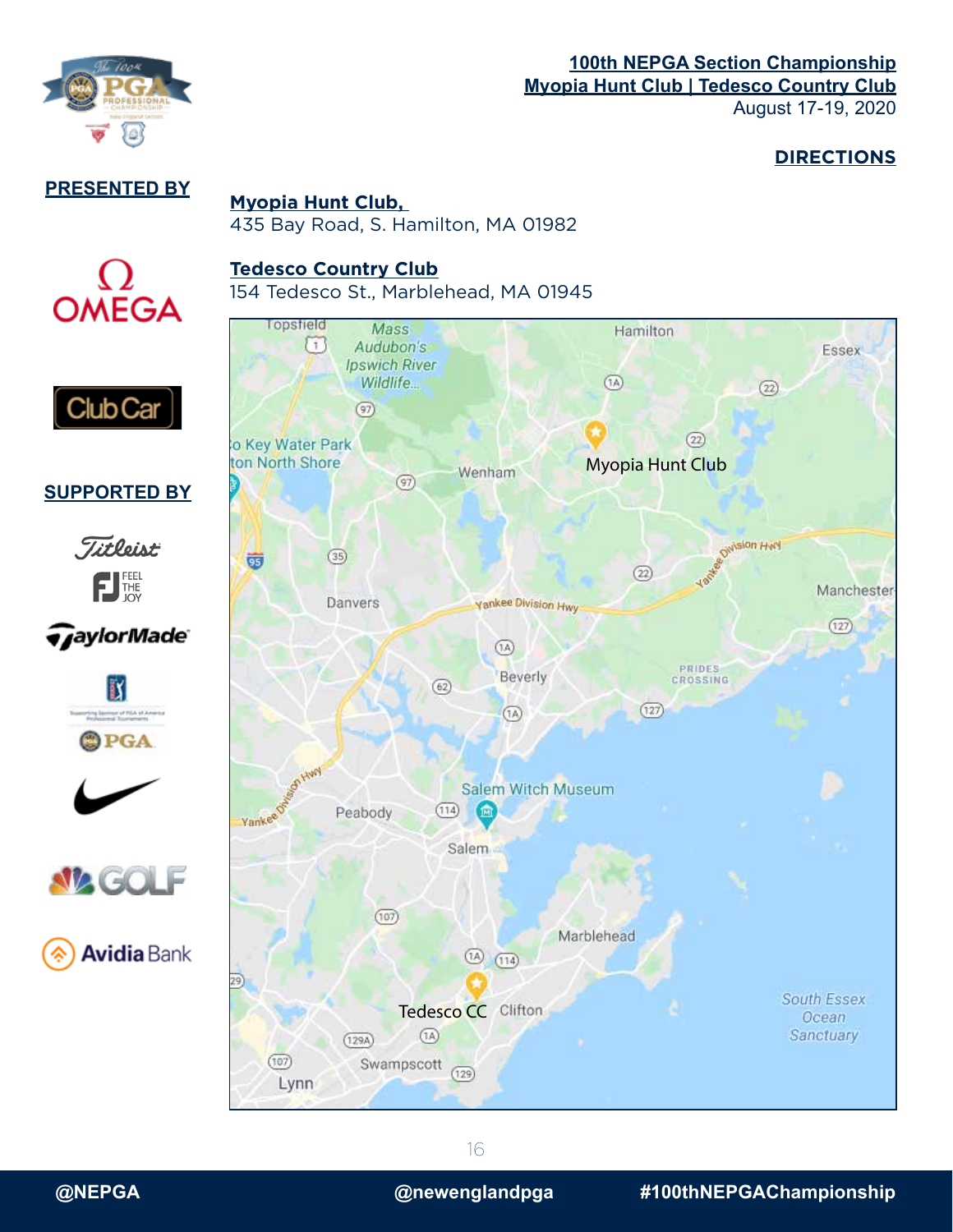**100th NEPGA Section Championship**
**Myopia Hunt Club | Tedesco Country Club**
August 17-19, 2020

## DIRECTIONS

**PRESENTED BY**

**SUPPORTED BY**

### Myopia Hunt Club,

435 Bay Road, S. Hamilton, MA 01982

### Tedesco Country Club

154 Tedesco St., Marblehead, MA 01945

@NEPGA @newenglandpga #100thNEPGAChampionship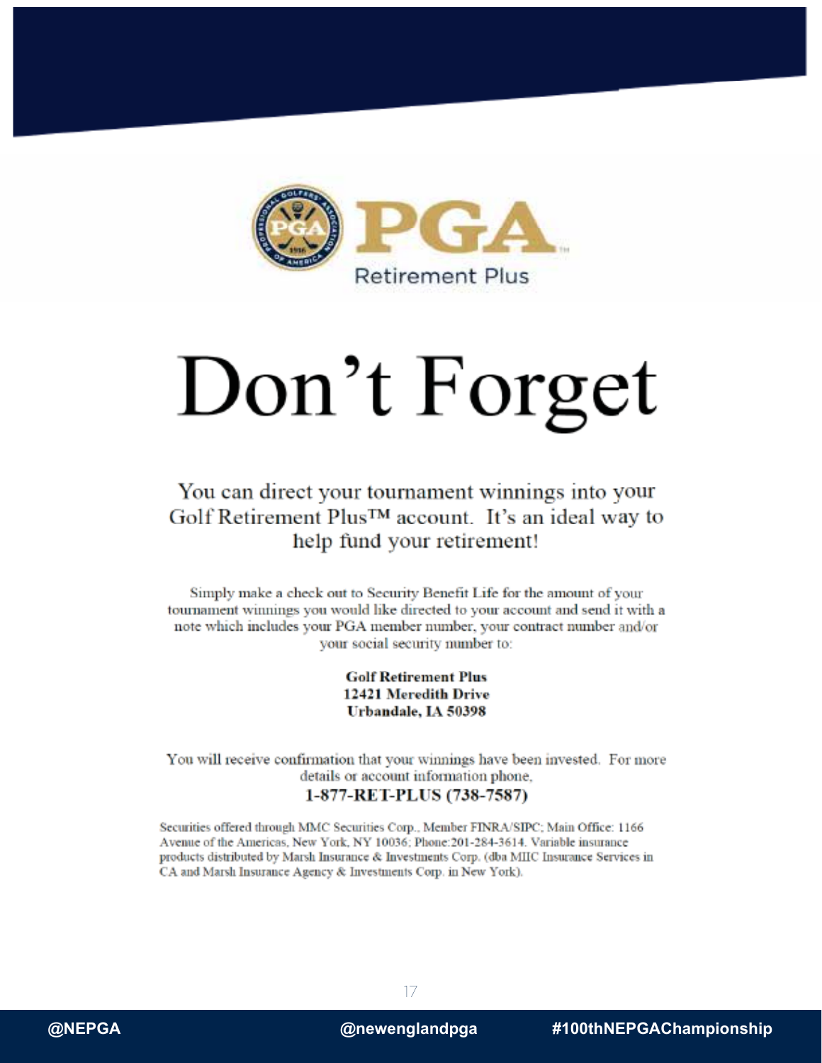PGA Retirement Plus

# Don't Forget

## You can direct your tournament winnings into your Golf Retirement Plus™ account. It's an ideal way to help fund your retirement!

Simply make a check out to Security Benefit Life for the amount of your tournament winnings you would like directed to your account and send it with a note which includes your PGA member number, your contract number and/or your social security number to:

**Golf Retirement Plus**
**12421 Meredith Drive**
**Urbandale, IA 50398**

You will receive confirmation that your winnings have been invested. For more details or account information phone,

**1-877-RET-PLUS (738-7587)**

Securities offered through MMC Securities Corp., Member FINRA/SIPC; Main Office: 1166 Avenue of the Americas, New York, NY 10036; Phone:201-284-3614. Variable insurance products distributed by Marsh Insurance & Investments Corp. (dba MIIC Insurance Services in CA and Marsh Insurance Agency & Investments Corp. in New York).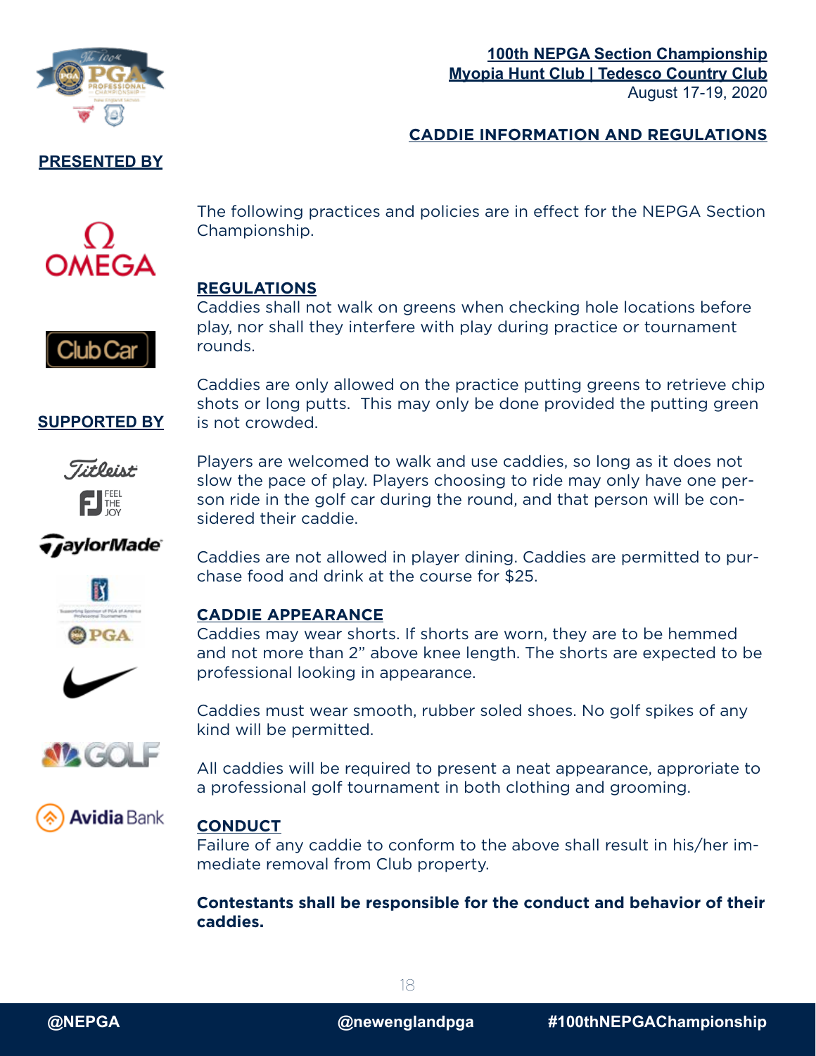**100th NEPGA Section Championship**
**Myopia Hunt Club | Tedesco Country Club**
August 17-19, 2020

## CADDIE INFORMATION AND REGULATIONS

**PRESENTED BY**

**SUPPORTED BY**

The following practices and policies are in effect for the NEPGA Section Championship.

### REGULATIONS

Caddies shall not walk on greens when checking hole locations before play, nor shall they interfere with play during practice or tournament rounds.

Caddies are only allowed on the practice putting greens to retrieve chip shots or long putts. This may only be done provided the putting green is not crowded.

Players are welcomed to walk and use caddies, so long as it does not slow the pace of play. Players choosing to ride may only have one person ride in the golf car during the round, and that person will be considered their caddie.

Caddies are not allowed in player dining. Caddies are permitted to purchase food and drink at the course for $25.

### CADDIE APPEARANCE

Caddies may wear shorts. If shorts are worn, they are to be hemmed and not more than 2" above knee length. The shorts are expected to be professional looking in appearance.

Caddies must wear smooth, rubber soled shoes. No golf spikes of any kind will be permitted.

All caddies will be required to present a neat appearance, approriate to a professional golf tournament in both clothing and grooming.

### CONDUCT

Failure of any caddie to conform to the above shall result in his/her immediate removal from Club property.

**Contestants shall be responsible for the conduct and behavior of their caddies.**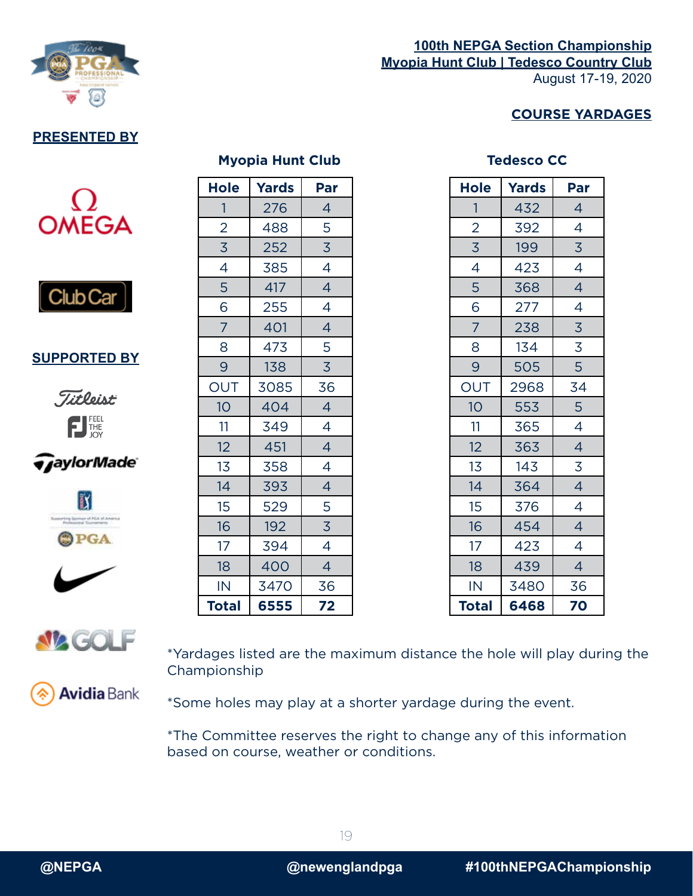**100th NEPGA Section Championship**
**Myopia Hunt Club | Tedesco Country Club**
August 17-19, 2020

**COURSE YARDAGES**

**PRESENTED BY**

OMEGA

Club Car

**SUPPORTED BY**

Titleist

FJ FEEL THE JOY

TaylorMade

PGA

GOLF

Avidia Bank

### Myopia Hunt Club

| Hole | Yards | Par |
|---|---|---|
| 1 | 276 | 4 |
| 2 | 488 | 5 |
| 3 | 252 | 3 |
| 4 | 385 | 4 |
| 5 | 417 | 4 |
| 6 | 255 | 4 |
| 7 | 401 | 4 |
| 8 | 473 | 5 |
| 9 | 138 | 3 |
| OUT | 3085 | 36 |
| 10 | 404 | 4 |
| 11 | 349 | 4 |
| 12 | 451 | 4 |
| 13 | 358 | 4 |
| 14 | 393 | 4 |
| 15 | 529 | 5 |
| 16 | 192 | 3 |
| 17 | 394 | 4 |
| 18 | 400 | 4 |
| IN | 3470 | 36 |
| **Total** | **6555** | **72** |

### Tedesco CC

| Hole | Yards | Par |
|---|---|---|
| 1 | 432 | 4 |
| 2 | 392 | 4 |
| 3 | 199 | 3 |
| 4 | 423 | 4 |
| 5 | 368 | 4 |
| 6 | 277 | 4 |
| 7 | 238 | 3 |
| 8 | 134 | 3 |
| 9 | 505 | 5 |
| OUT | 2968 | 34 |
| 10 | 553 | 5 |
| 11 | 365 | 4 |
| 12 | 363 | 4 |
| 13 | 143 | 3 |
| 14 | 364 | 4 |
| 15 | 376 | 4 |
| 16 | 454 | 4 |
| 17 | 423 | 4 |
| 18 | 439 | 4 |
| IN | 3480 | 36 |
| **Total** | **6468** | **70** |

*Yardages listed are the maximum distance the hole will play during the Championship

*Some holes may play at a shorter yardage during the event.

*The Committee reserves the right to change any of this information based on course, weather or conditions.

@NEPGA @newenglandpga #100thNEPGAChampionship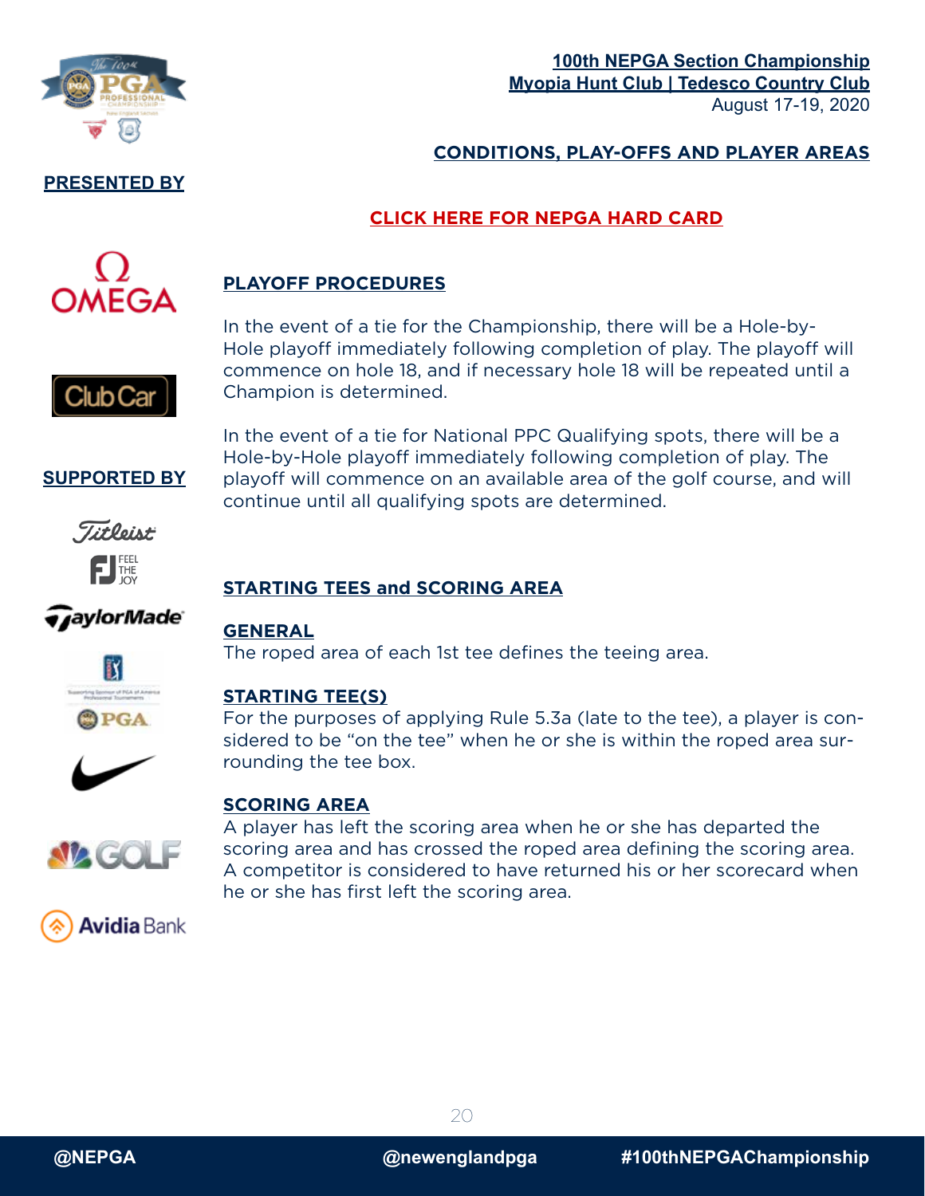**100th NEPGA Section Championship**
**Myopia Hunt Club | Tedesco Country Club**
August 17-19, 2020

## CONDITIONS, PLAY-OFFS AND PLAYER AREAS

**PRESENTED BY**

**CLICK HERE FOR NEPGA HARD CARD**

### PLAYOFF PROCEDURES

In the event of a tie for the Championship, there will be a Hole-by-Hole playoff immediately following completion of play. The playoff will commence on hole 18, and if necessary hole 18 will be repeated until a Champion is determined.

In the event of a tie for National PPC Qualifying spots, there will be a Hole-by-Hole playoff immediately following completion of play. The playoff will commence on an available area of the golf course, and will continue until all qualifying spots are determined.

**SUPPORTED BY**

### STARTING TEES and SCORING AREA

#### GENERAL

The roped area of each 1st tee defines the teeing area.

#### STARTING TEE(S)

For the purposes of applying Rule 5.3a (late to the tee), a player is considered to be "on the tee" when he or she is within the roped area surrounding the tee box.

#### SCORING AREA

A player has left the scoring area when he or she has departed the scoring area and has crossed the roped area defining the scoring area. A competitor is considered to have returned his or her scorecard when he or she has first left the scoring area.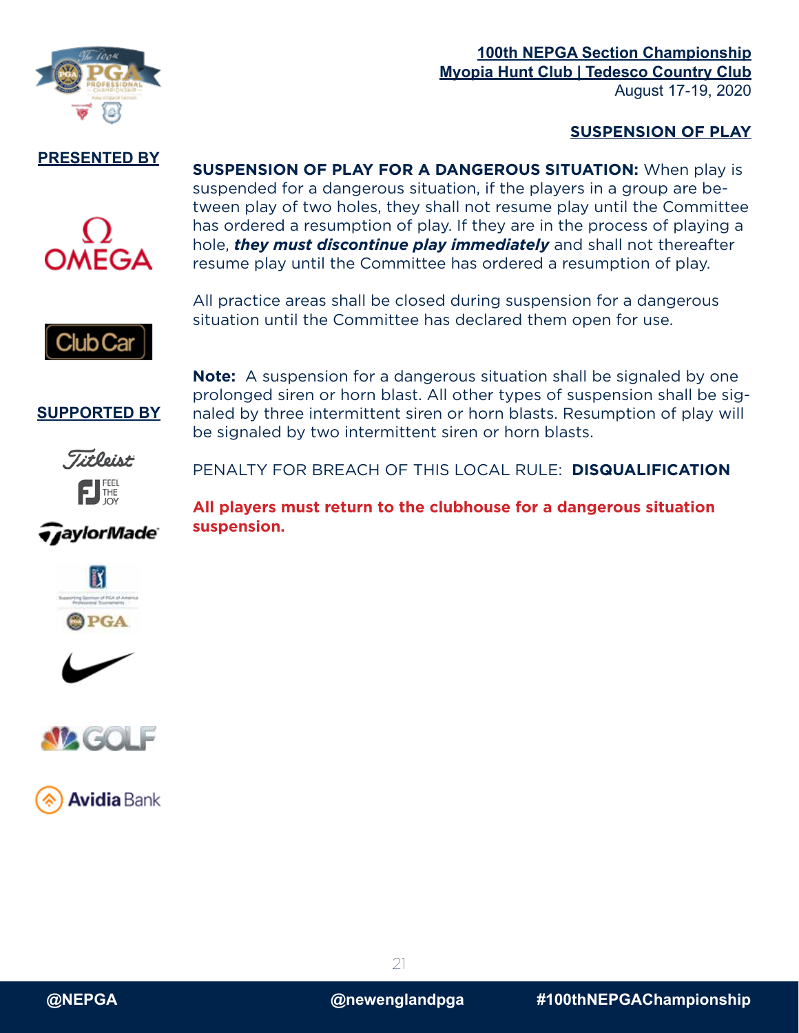**100th NEPGA Section Championship**
**Myopia Hunt Club | Tedesco Country Club**
August 17-19, 2020

## SUSPENSION OF PLAY

**PRESENTED BY**

**SUPPORTED BY**

**SUSPENSION OF PLAY FOR A DANGEROUS SITUATION:** When play is suspended for a dangerous situation, if the players in a group are between play of two holes, they shall not resume play until the Committee has ordered a resumption of play. If they are in the process of playing a hole, ***they must discontinue play immediately*** and shall not thereafter resume play until the Committee has ordered a resumption of play.

All practice areas shall be closed during suspension for a dangerous situation until the Committee has declared them open for use.

**Note:** A suspension for a dangerous situation shall be signaled by one prolonged siren or horn blast. All other types of suspension shall be signaled by three intermittent siren or horn blasts. Resumption of play will be signaled by two intermittent siren or horn blasts.

PENALTY FOR BREACH OF THIS LOCAL RULE: **DISQUALIFICATION**

**All players must return to the clubhouse for a dangerous situation suspension.**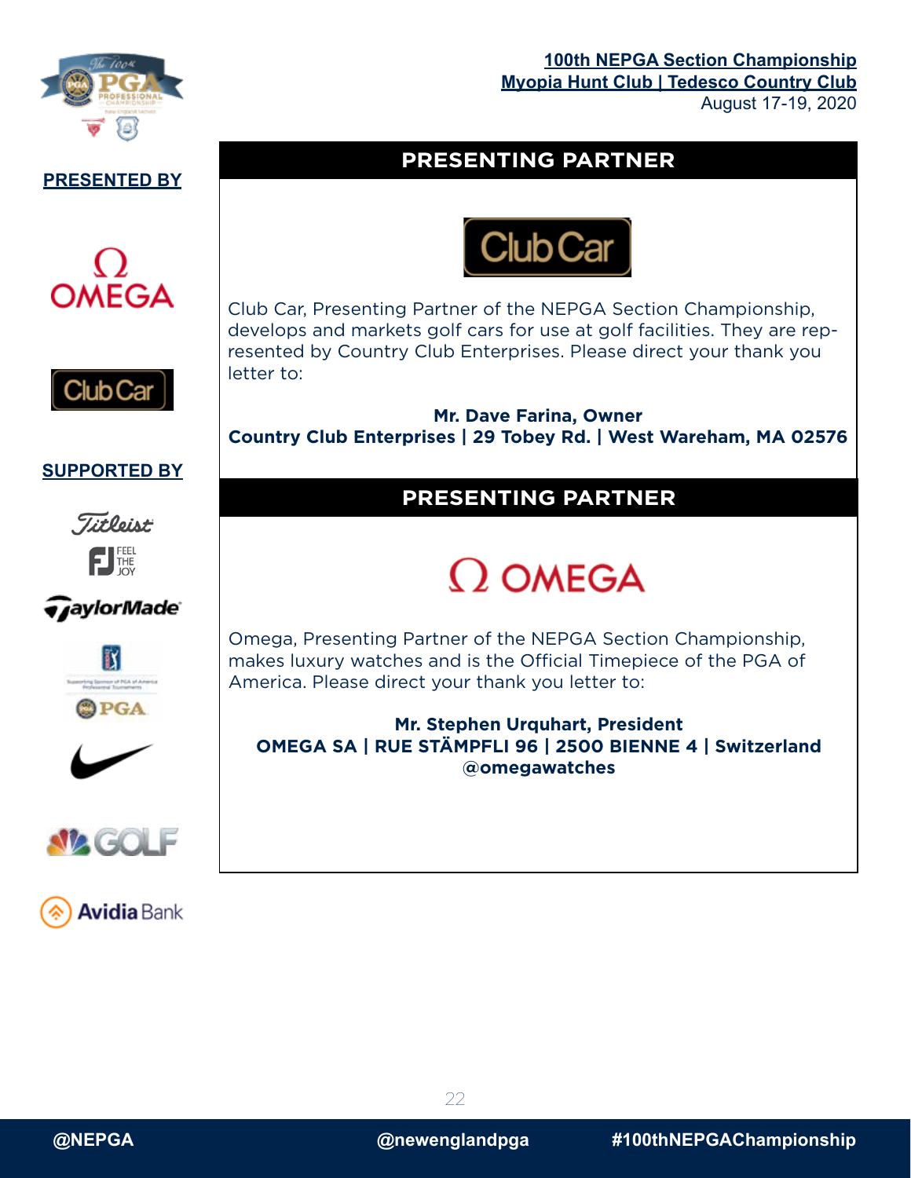**100th NEPGA Section Championship**
**Myopia Hunt Club | Tedesco Country Club**
August 17-19, 2020

**PRESENTED BY**

OMEGA

Club Car

**SUPPORTED BY**

## PRESENTING PARTNER

Club Car

Club Car, Presenting Partner of the NEPGA Section Championship, develops and markets golf cars for use at golf facilities. They are represented by Country Club Enterprises. Please direct your thank you letter to:

**Mr. Dave Farina, Owner**
**Country Club Enterprises | 29 Tobey Rd. | West Wareham, MA 02576**

## PRESENTING PARTNER

Ω OMEGA

Omega, Presenting Partner of the NEPGA Section Championship, makes luxury watches and is the Official Timepiece of the PGA of America. Please direct your thank you letter to:

**Mr. Stephen Urquhart, President**
**OMEGA SA | RUE STÄMPFLI 96 | 2500 BIENNE 4 | Switzerland**
**@omegawatches**

@NEPGA @newenglandpga #100thNEPGAChampionship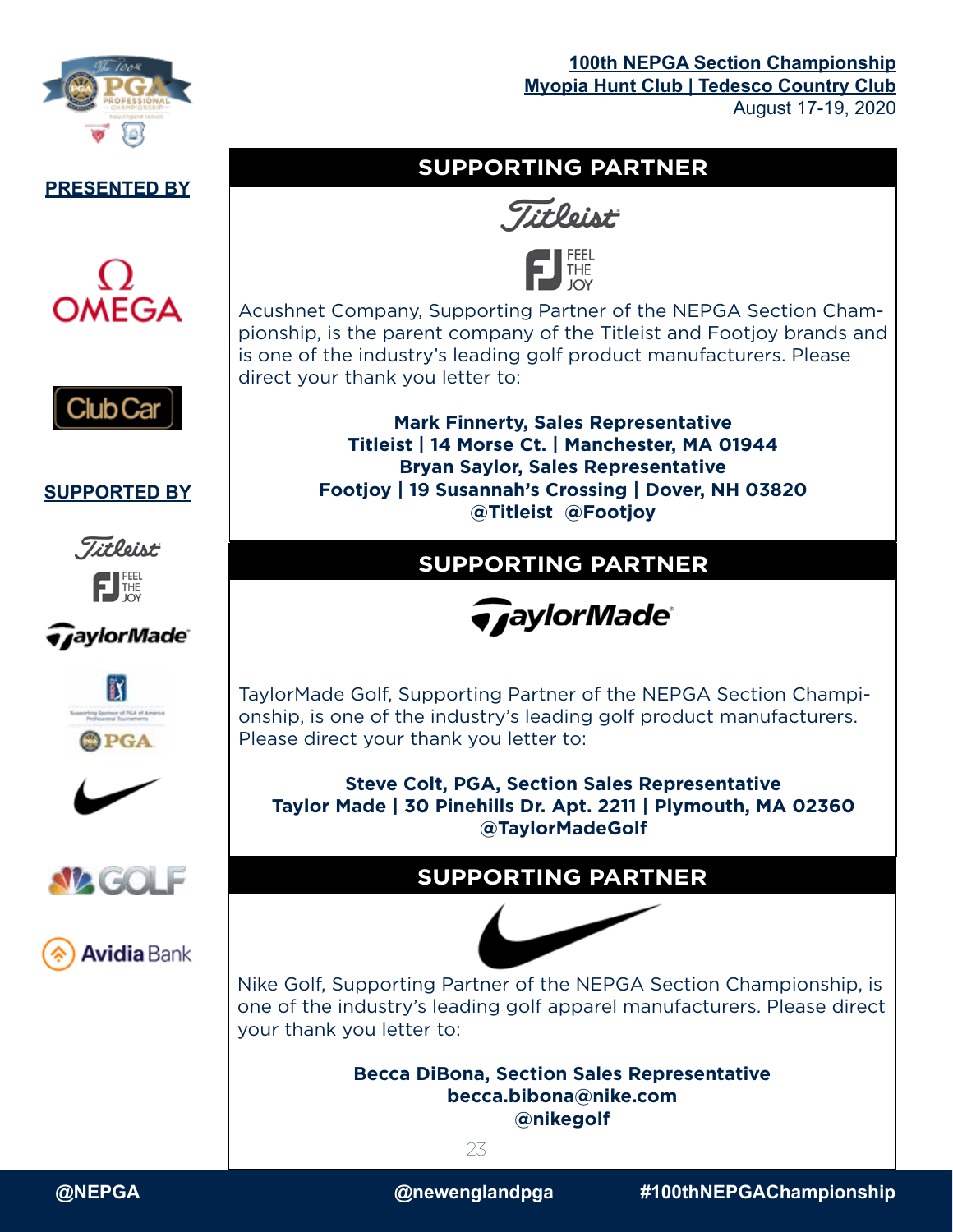**100th NEPGA Section Championship**
**Myopia Hunt Club | Tedesco Country Club**
August 17-19, 2020

**PRESENTED BY**

OMEGA

Club Car

**SUPPORTED BY**

## SUPPORTING PARTNER

Titleist

FJ FEEL THE JOY

Acushnet Company, Supporting Partner of the NEPGA Section Championship, is the parent company of the Titleist and Footjoy brands and is one of the industry's leading golf product manufacturers. Please direct your thank you letter to:

**Mark Finnerty, Sales Representative**
**Titleist | 14 Morse Ct. | Manchester, MA 01944**
**Bryan Saylor, Sales Representative**
**Footjoy | 19 Susannah's Crossing | Dover, NH 03820**
**@Titleist @Footjoy**

## SUPPORTING PARTNER

TaylorMade

TaylorMade Golf, Supporting Partner of the NEPGA Section Championship, is one of the industry's leading golf product manufacturers. Please direct your thank you letter to:

**Steve Colt, PGA, Section Sales Representative**
**Taylor Made | 30 Pinehills Dr. Apt. 2211 | Plymouth, MA 02360**
**@TaylorMadeGolf**

## SUPPORTING PARTNER

Nike Golf, Supporting Partner of the NEPGA Section Championship, is one of the industry's leading golf apparel manufacturers. Please direct your thank you letter to:

**Becca DiBona, Section Sales Representative**
**becca.bibona@nike.com**
**@nikegolf**

PGA

GOLF

Avidia Bank

**@NEPGA** **@newenglandpga** **#100thNEPGAChampionship**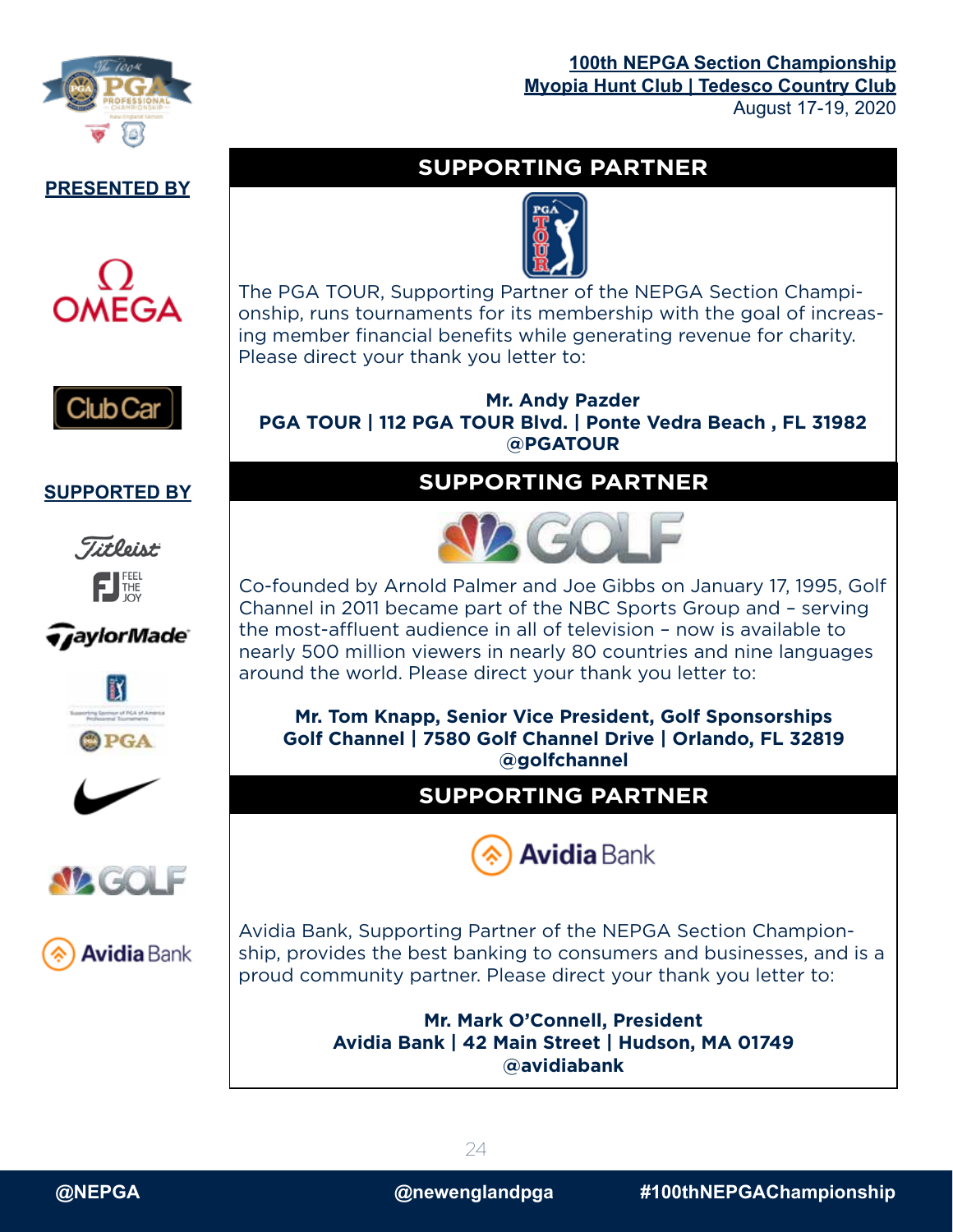**100th NEPGA Section Championship**
**Myopia Hunt Club | Tedesco Country Club**
August 17-19, 2020

**PRESENTED BY**

OMEGA

Club Car

**SUPPORTED BY**

Titleist

FJ FEEL THE JOY

TaylorMade

PGA

GOLF

Avidia Bank

## SUPPORTING PARTNER

The PGA TOUR, Supporting Partner of the NEPGA Section Championship, runs tournaments for its membership with the goal of increasing member financial benefits while generating revenue for charity. Please direct your thank you letter to:

**Mr. Andy Pazder**
**PGA TOUR | 112 PGA TOUR Blvd. | Ponte Vedra Beach , FL 31982**
**@PGATOUR**

## SUPPORTING PARTNER

Co-founded by Arnold Palmer and Joe Gibbs on January 17, 1995, Golf Channel in 2011 became part of the NBC Sports Group and – serving the most-affluent audience in all of television – now is available to nearly 500 million viewers in nearly 80 countries and nine languages around the world. Please direct your thank you letter to:

**Mr. Tom Knapp, Senior Vice President, Golf Sponsorships**
**Golf Channel | 7580 Golf Channel Drive | Orlando, FL 32819**
**@golfchannel**

## SUPPORTING PARTNER

Avidia Bank, Supporting Partner of the NEPGA Section Championship, provides the best banking to consumers and businesses, and is a proud community partner. Please direct your thank you letter to:

**Mr. Mark O'Connell, President**
**Avidia Bank | 42 Main Street | Hudson, MA 01749**
**@avidiabank**

**@NEPGA** **@newenglandpga** **#100thNEPGAChampionship**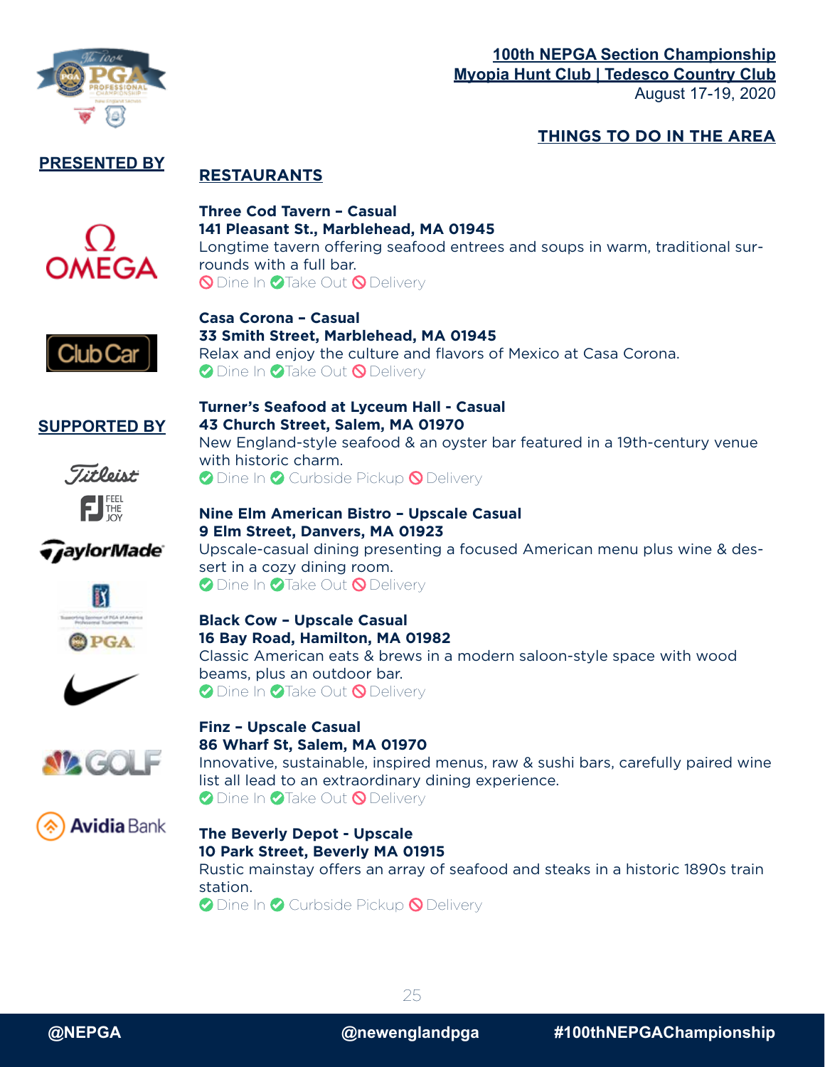**100th NEPGA Section Championship**
**Myopia Hunt Club | Tedesco Country Club**
August 17-19, 2020

**THINGS TO DO IN THE AREA**

**PRESENTED BY**

OMEGA

Club Car

**SUPPORTED BY**

Titleist

FJ FEEL THE JOY

TaylorMade

PGA

GOLF

Avidia Bank

## RESTAURANTS

**Three Cod Tavern – Casual**
**141 Pleasant St., Marblehead, MA 01945**
Longtime tavern offering seafood entrees and soups in warm, traditional surrounds with a full bar.
🚫 Dine In ✅ Take Out 🚫 Delivery

**Casa Corona – Casual**
**33 Smith Street, Marblehead, MA 01945**
Relax and enjoy the culture and flavors of Mexico at Casa Corona.
✅ Dine In ✅ Take Out 🚫 Delivery

**Turner's Seafood at Lyceum Hall - Casual**
**43 Church Street, Salem, MA 01970**
New England-style seafood & an oyster bar featured in a 19th-century venue with historic charm.
✅ Dine In ✅ Curbside Pickup 🚫 Delivery

**Nine Elm American Bistro – Upscale Casual**
**9 Elm Street, Danvers, MA 01923**
Upscale-casual dining presenting a focused American menu plus wine & dessert in a cozy dining room.
✅ Dine In ✅ Take Out 🚫 Delivery

**Black Cow – Upscale Casual**
**16 Bay Road, Hamilton, MA 01982**
Classic American eats & brews in a modern saloon-style space with wood beams, plus an outdoor bar.
✅ Dine In ✅ Take Out 🚫 Delivery

**Finz – Upscale Casual**
**86 Wharf St, Salem, MA 01970**
Innovative, sustainable, inspired menus, raw & sushi bars, carefully paired wine list all lead to an extraordinary dining experience.
✅ Dine In ✅ Take Out 🚫 Delivery

**The Beverly Depot - Upscale**
**10 Park Street, Beverly MA 01915**
Rustic mainstay offers an array of seafood and steaks in a historic 1890s train station.
✅ Dine In ✅ Curbside Pickup 🚫 Delivery

@NEPGA @newenglandpga #100thNEPGAChampionship